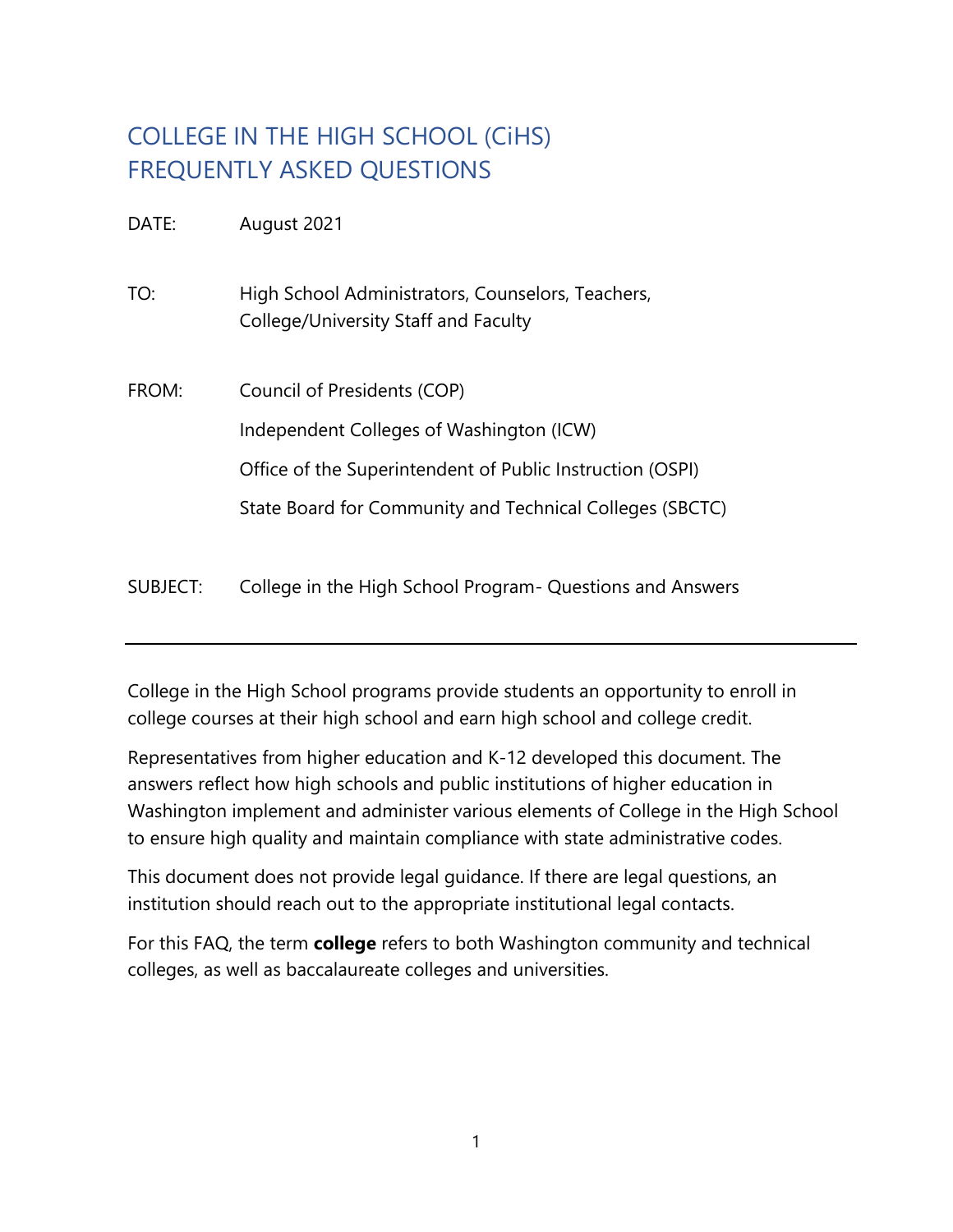# COLLEGE IN THE HIGH SCHOOL (CiHS) FREQUENTLY ASKED QUESTIONS

DATE: August 2021

TO: High School Administrators, Counselors, Teachers, College/University Staff and Faculty

FROM: Council of Presidents (COP)

Independent Colleges of Washington (ICW)

Office of the Superintendent of Public Instruction (OSPI)

State Board for Community and Technical Colleges (SBCTC)

SUBJECT: College in the High School Program- Questions and Answers

---

College in the High School programs provide students an opportunity to enroll in college courses at their high school and earn high school and college credit.

Representatives from higher education and K-12 developed this document. The answers reflect how high schools and public institutions of higher education in Washington implement and administer various elements of College in the High School to ensure high quality and maintain compliance with state administrative codes.

This document does not provide legal guidance. If there are legal questions, an institution should reach out to the appropriate institutional legal contacts.

For this FAQ, the term **college** refers to both Washington community and technical colleges, as well as baccalaureate colleges and universities.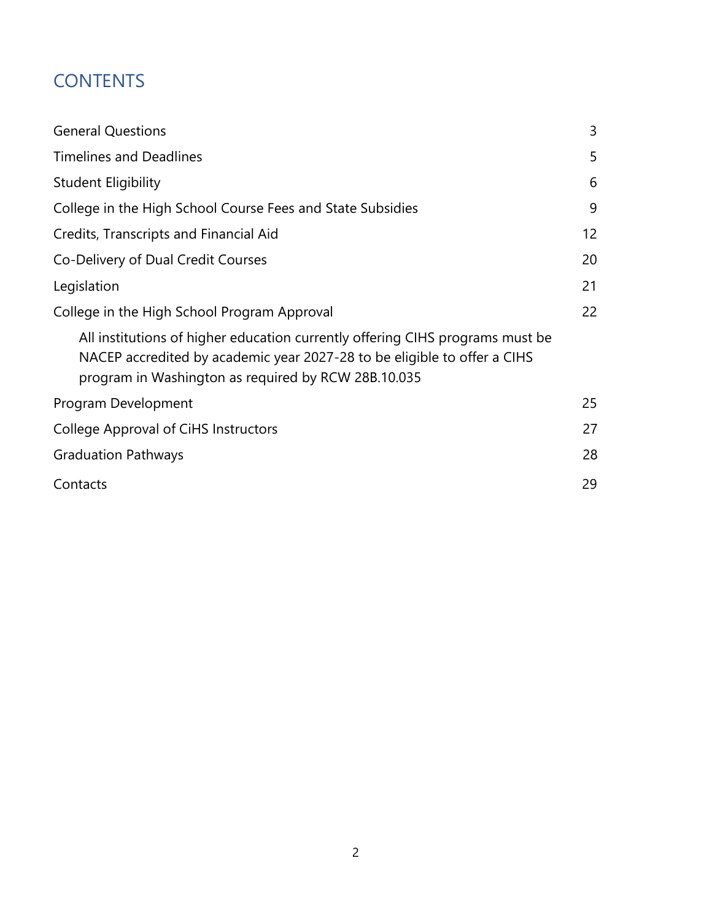# CONTENTS

| | |
|---|---|
| General Questions | 3 |
| Timelines and Deadlines | 5 |
| Student Eligibility | 6 |
| College in the High School Course Fees and State Subsidies | 9 |
| Credits, Transcripts and Financial Aid | 12 |
| Co-Delivery of Dual Credit Courses | 20 |
| Legislation | 21 |
| College in the High School Program Approval | 22 |
| All institutions of higher education currently offering CIHS programs must be NACEP accredited by academic year 2027-28 to be eligible to offer a CIHS program in Washington as required by RCW 28B.10.035 | |
| Program Development | 25 |
| College Approval of CiHS Instructors | 27 |
| Graduation Pathways | 28 |
| Contacts | 29 |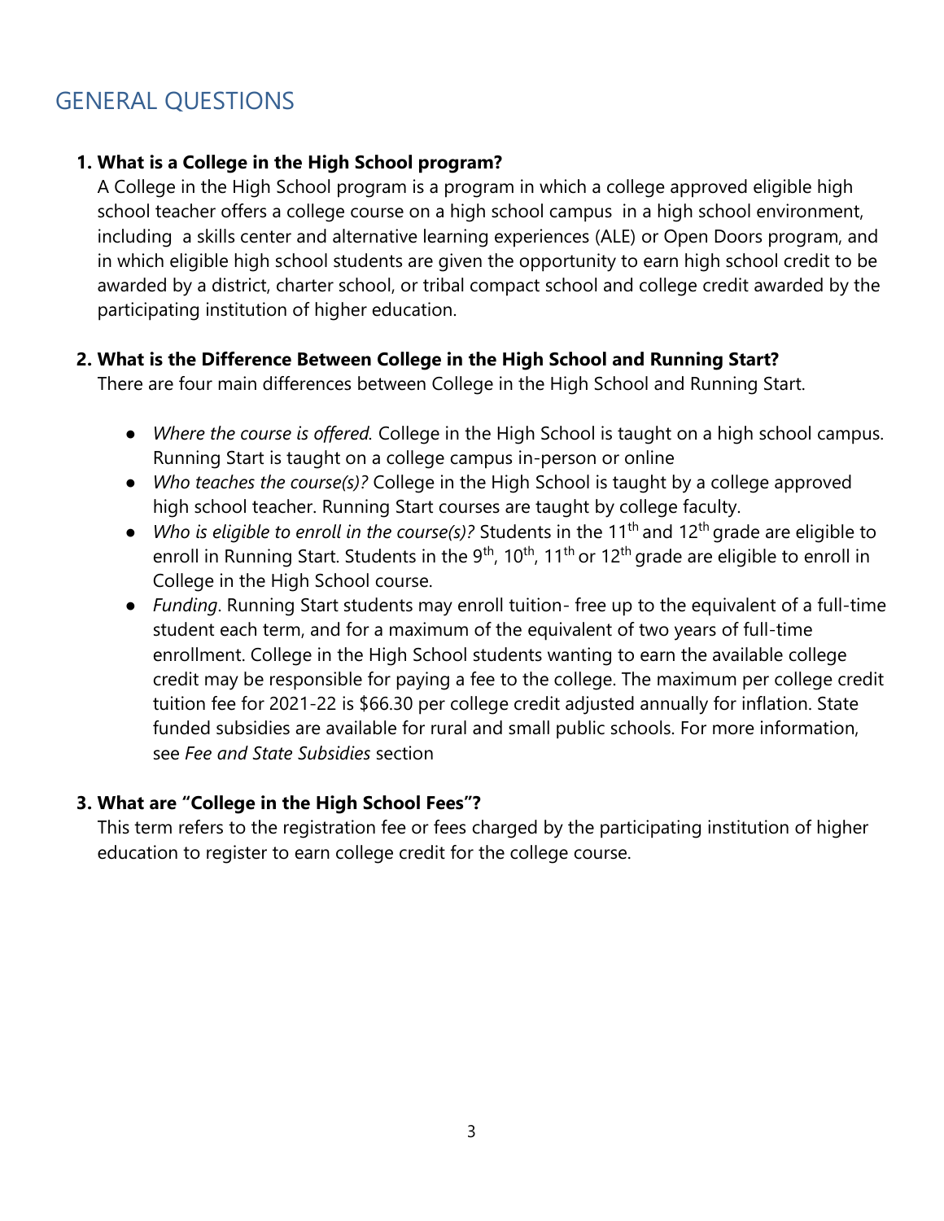## GENERAL QUESTIONS

1. **What is a College in the High School program?**
   A College in the High School program is a program in which a college approved eligible high school teacher offers a college course on a high school campus in a high school environment, including a skills center and alternative learning experiences (ALE) or Open Doors program, and in which eligible high school students are given the opportunity to earn high school credit to be awarded by a district, charter school, or tribal compact school and college credit awarded by the participating institution of higher education.

2. **What is the Difference Between College in the High School and Running Start?**
   There are four main differences between College in the High School and Running Start.

   - *Where the course is offered.* College in the High School is taught on a high school campus. Running Start is taught on a college campus in-person or online
   - *Who teaches the course(s)?* College in the High School is taught by a college approved high school teacher. Running Start courses are taught by college faculty.
   - *Who is eligible to enroll in the course(s)?* Students in the 11th and 12th grade are eligible to enroll in Running Start. Students in the 9th, 10th, 11th or 12th grade are eligible to enroll in College in the High School course.
   - *Funding*. Running Start students may enroll tuition- free up to the equivalent of a full-time student each term, and for a maximum of the equivalent of two years of full-time enrollment. College in the High School students wanting to earn the available college credit may be responsible for paying a fee to the college. The maximum per college credit tuition fee for 2021-22 is $66.30 per college credit adjusted annually for inflation. State funded subsidies are available for rural and small public schools. For more information, see *Fee and State Subsidies* section

3. **What are "College in the High School Fees"?**
   This term refers to the registration fee or fees charged by the participating institution of higher education to register to earn college credit for the college course.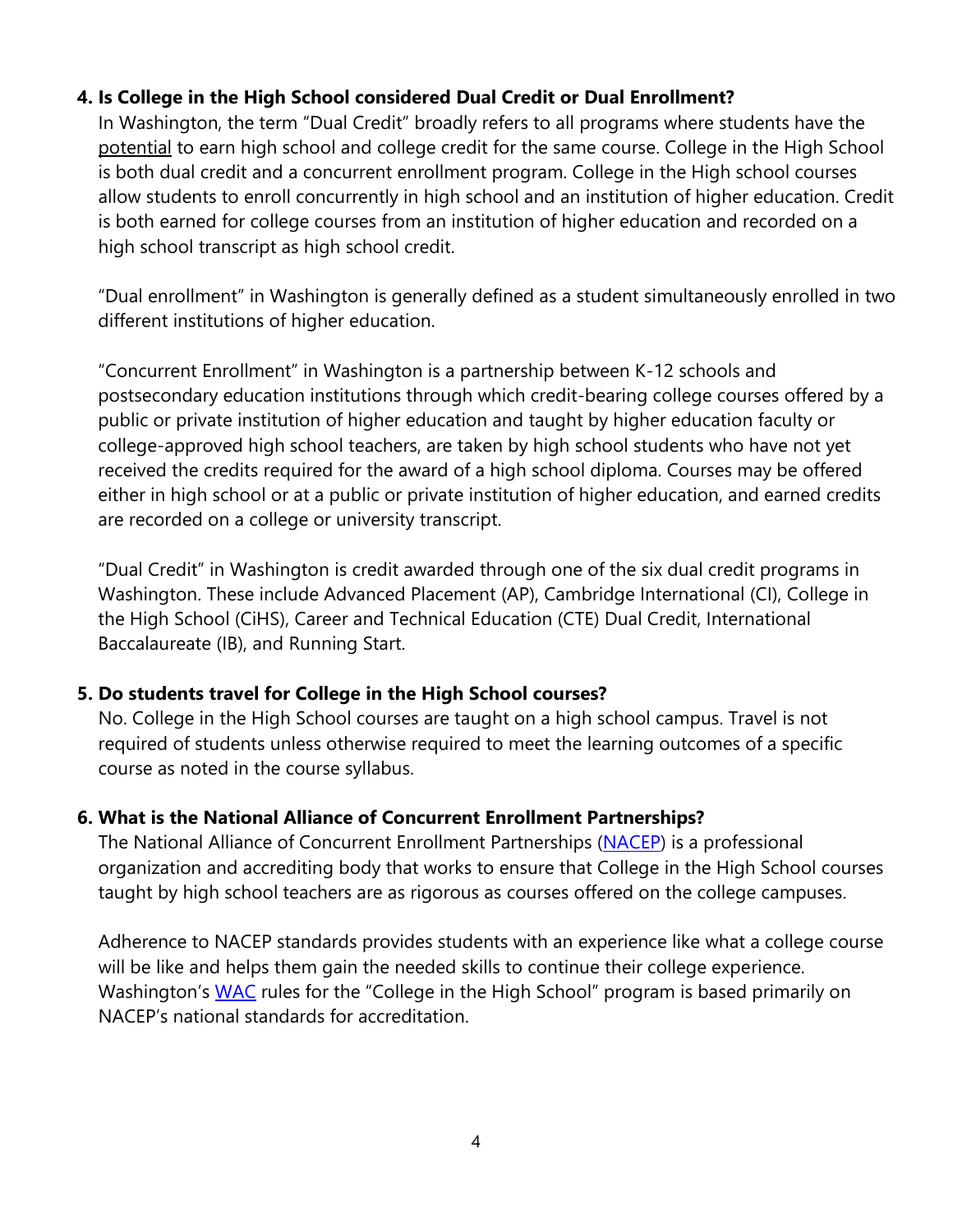**4. Is College in the High School considered Dual Credit or Dual Enrollment?**

In Washington, the term "Dual Credit" broadly refers to all programs where students have the potential to earn high school and college credit for the same course. College in the High School is both dual credit and a concurrent enrollment program. College in the High school courses allow students to enroll concurrently in high school and an institution of higher education. Credit is both earned for college courses from an institution of higher education and recorded on a high school transcript as high school credit.

"Dual enrollment" in Washington is generally defined as a student simultaneously enrolled in two different institutions of higher education.

"Concurrent Enrollment" in Washington is a partnership between K-12 schools and postsecondary education institutions through which credit-bearing college courses offered by a public or private institution of higher education and taught by higher education faculty or college-approved high school teachers, are taken by high school students who have not yet received the credits required for the award of a high school diploma. Courses may be offered either in high school or at a public or private institution of higher education, and earned credits are recorded on a college or university transcript.

"Dual Credit" in Washington is credit awarded through one of the six dual credit programs in Washington. These include Advanced Placement (AP), Cambridge International (CI), College in the High School (CiHS), Career and Technical Education (CTE) Dual Credit, International Baccalaureate (IB), and Running Start.

**5. Do students travel for College in the High School courses?**

No. College in the High School courses are taught on a high school campus. Travel is not required of students unless otherwise required to meet the learning outcomes of a specific course as noted in the course syllabus.

**6. What is the National Alliance of Concurrent Enrollment Partnerships?**

The National Alliance of Concurrent Enrollment Partnerships (NACEP) is a professional organization and accrediting body that works to ensure that College in the High School courses taught by high school teachers are as rigorous as courses offered on the college campuses.

Adherence to NACEP standards provides students with an experience like what a college course will be like and helps them gain the needed skills to continue their college experience. Washington's WAC rules for the "College in the High School" program is based primarily on NACEP's national standards for accreditation.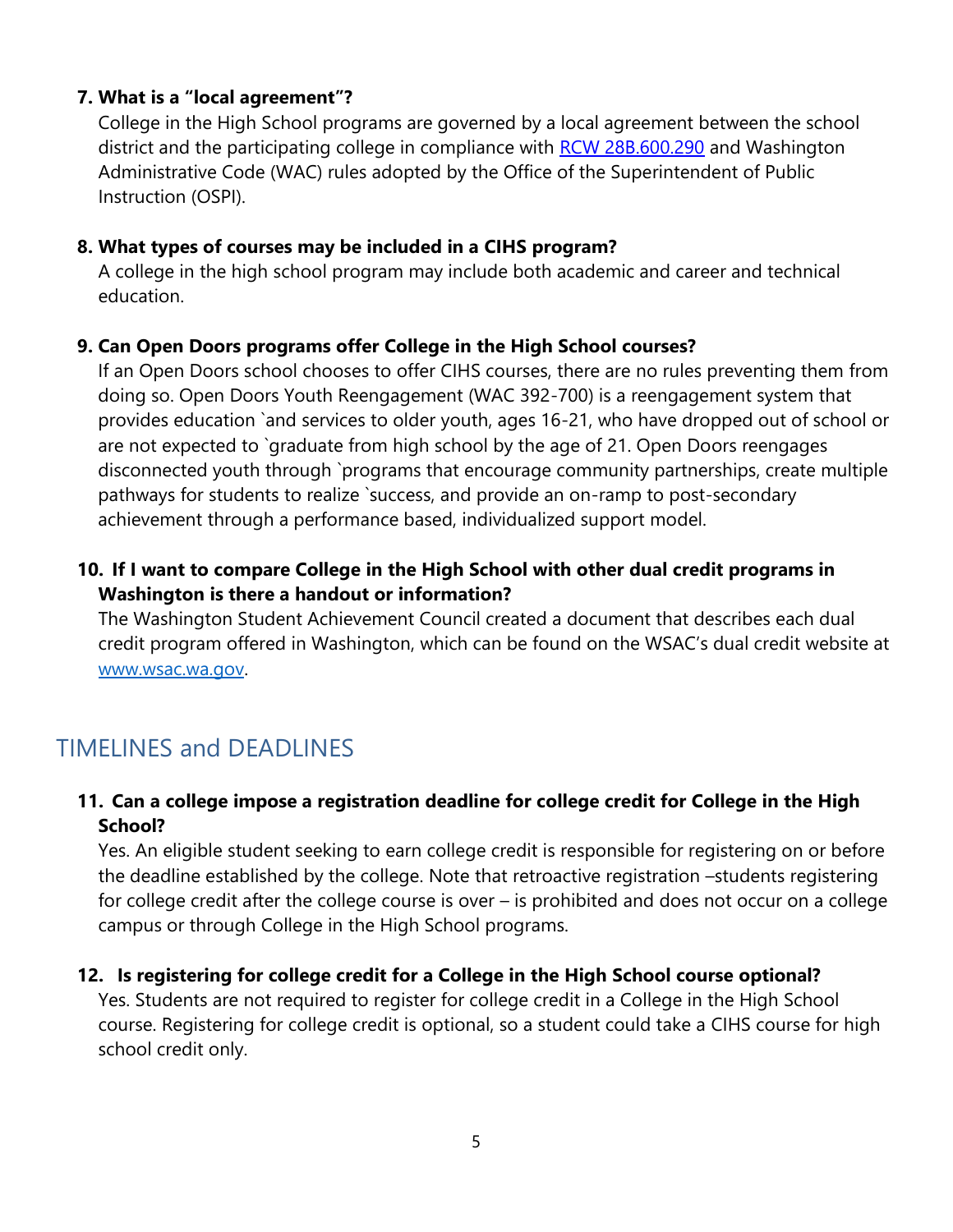**7. What is a "local agreement"?**

College in the High School programs are governed by a local agreement between the school district and the participating college in compliance with [RCW 28B.600.290](RCW 28B.600.290) and Washington Administrative Code (WAC) rules adopted by the Office of the Superintendent of Public Instruction (OSPI).

**8. What types of courses may be included in a CIHS program?**

A college in the high school program may include both academic and career and technical education.

**9. Can Open Doors programs offer College in the High School courses?**

If an Open Doors school chooses to offer CIHS courses, there are no rules preventing them from doing so. Open Doors Youth Reengagement (WAC 392-700) is a reengagement system that provides education `and services to older youth, ages 16-21, who have dropped out of school or are not expected to `graduate from high school by the age of 21. Open Doors reengages disconnected youth through `programs that encourage community partnerships, create multiple pathways for students to realize `success, and provide an on-ramp to post-secondary achievement through a performance based, individualized support model.

**10. If I want to compare College in the High School with other dual credit programs in Washington is there a handout or information?**

The Washington Student Achievement Council created a document that describes each dual credit program offered in Washington, which can be found on the WSAC's dual credit website at [www.wsac.wa.gov](www.wsac.wa.gov).

## TIMELINES and DEADLINES

**11. Can a college impose a registration deadline for college credit for College in the High School?**

Yes. An eligible student seeking to earn college credit is responsible for registering on or before the deadline established by the college. Note that retroactive registration –students registering for college credit after the college course is over – is prohibited and does not occur on a college campus or through College in the High School programs.

**12. Is registering for college credit for a College in the High School course optional?**

Yes. Students are not required to register for college credit in a College in the High School course. Registering for college credit is optional, so a student could take a CIHS course for high school credit only.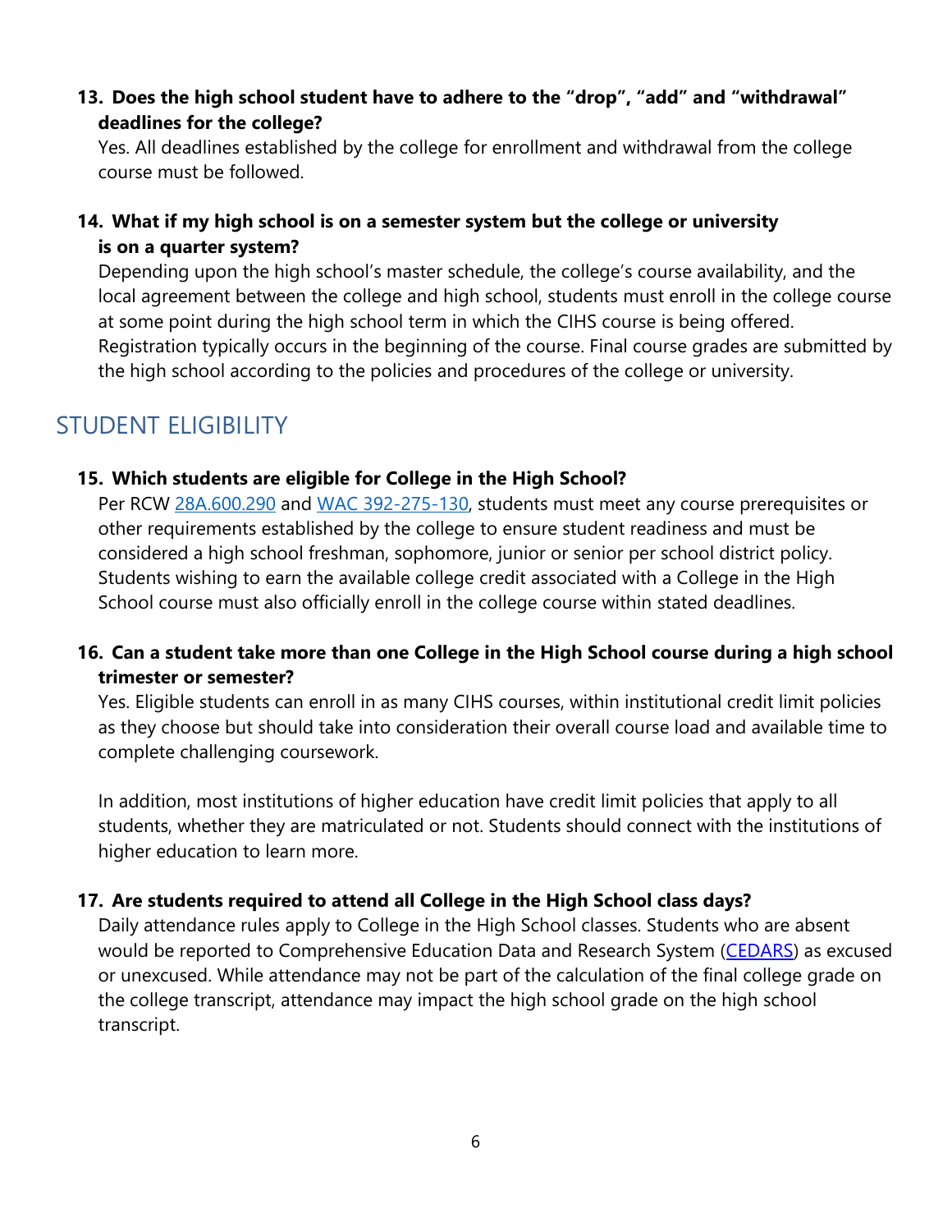**13. Does the high school student have to adhere to the "drop", "add" and "withdrawal" deadlines for the college?**

Yes. All deadlines established by the college for enrollment and withdrawal from the college course must be followed.

**14. What if my high school is on a semester system but the college or university is on a quarter system?**

Depending upon the high school's master schedule, the college's course availability, and the local agreement between the college and high school, students must enroll in the college course at some point during the high school term in which the CIHS course is being offered. Registration typically occurs in the beginning of the course. Final course grades are submitted by the high school according to the policies and procedures of the college or university.

## STUDENT ELIGIBILITY

**15. Which students are eligible for College in the High School?**

Per RCW [28A.600.290](28A.600.290) and [WAC 392-275-130](WAC 392-275-130), students must meet any course prerequisites or other requirements established by the college to ensure student readiness and must be considered a high school freshman, sophomore, junior or senior per school district policy. Students wishing to earn the available college credit associated with a College in the High School course must also officially enroll in the college course within stated deadlines.

**16. Can a student take more than one College in the High School course during a high school trimester or semester?**

Yes. Eligible students can enroll in as many CIHS courses, within institutional credit limit policies as they choose but should take into consideration their overall course load and available time to complete challenging coursework.

In addition, most institutions of higher education have credit limit policies that apply to all students, whether they are matriculated or not. Students should connect with the institutions of higher education to learn more.

**17. Are students required to attend all College in the High School class days?**

Daily attendance rules apply to College in the High School classes. Students who are absent would be reported to Comprehensive Education Data and Research System ([CEDARS](CEDARS)) as excused or unexcused. While attendance may not be part of the calculation of the final college grade on the college transcript, attendance may impact the high school grade on the high school transcript.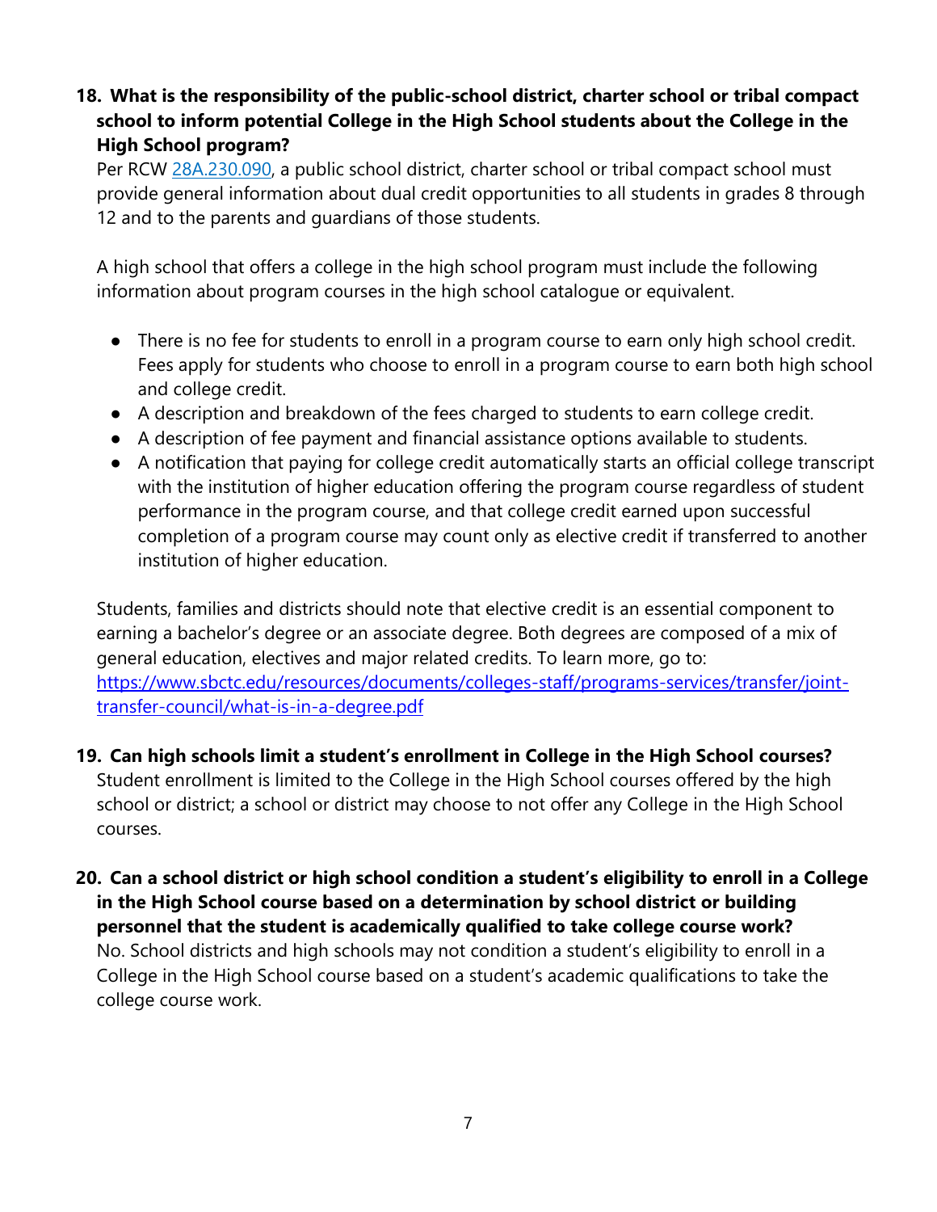**18. What is the responsibility of the public-school district, charter school or tribal compact school to inform potential College in the High School students about the College in the High School program?**

Per RCW [28A.230.090](28A.230.090), a public school district, charter school or tribal compact school must provide general information about dual credit opportunities to all students in grades 8 through 12 and to the parents and guardians of those students.

A high school that offers a college in the high school program must include the following information about program courses in the high school catalogue or equivalent.

- There is no fee for students to enroll in a program course to earn only high school credit. Fees apply for students who choose to enroll in a program course to earn both high school and college credit.
- A description and breakdown of the fees charged to students to earn college credit.
- A description of fee payment and financial assistance options available to students.
- A notification that paying for college credit automatically starts an official college transcript with the institution of higher education offering the program course regardless of student performance in the program course, and that college credit earned upon successful completion of a program course may count only as elective credit if transferred to another institution of higher education.

Students, families and districts should note that elective credit is an essential component to earning a bachelor's degree or an associate degree. Both degrees are composed of a mix of general education, electives and major related credits. To learn more, go to: [https://www.sbctc.edu/resources/documents/colleges-staff/programs-services/transfer/joint-transfer-council/what-is-in-a-degree.pdf](https://www.sbctc.edu/resources/documents/colleges-staff/programs-services/transfer/joint-transfer-council/what-is-in-a-degree.pdf)

**19. Can high schools limit a student's enrollment in College in the High School courses?**

Student enrollment is limited to the College in the High School courses offered by the high school or district; a school or district may choose to not offer any College in the High School courses.

**20. Can a school district or high school condition a student's eligibility to enroll in a College in the High School course based on a determination by school district or building personnel that the student is academically qualified to take college course work?**

No. School districts and high schools may not condition a student's eligibility to enroll in a College in the High School course based on a student's academic qualifications to take the college course work.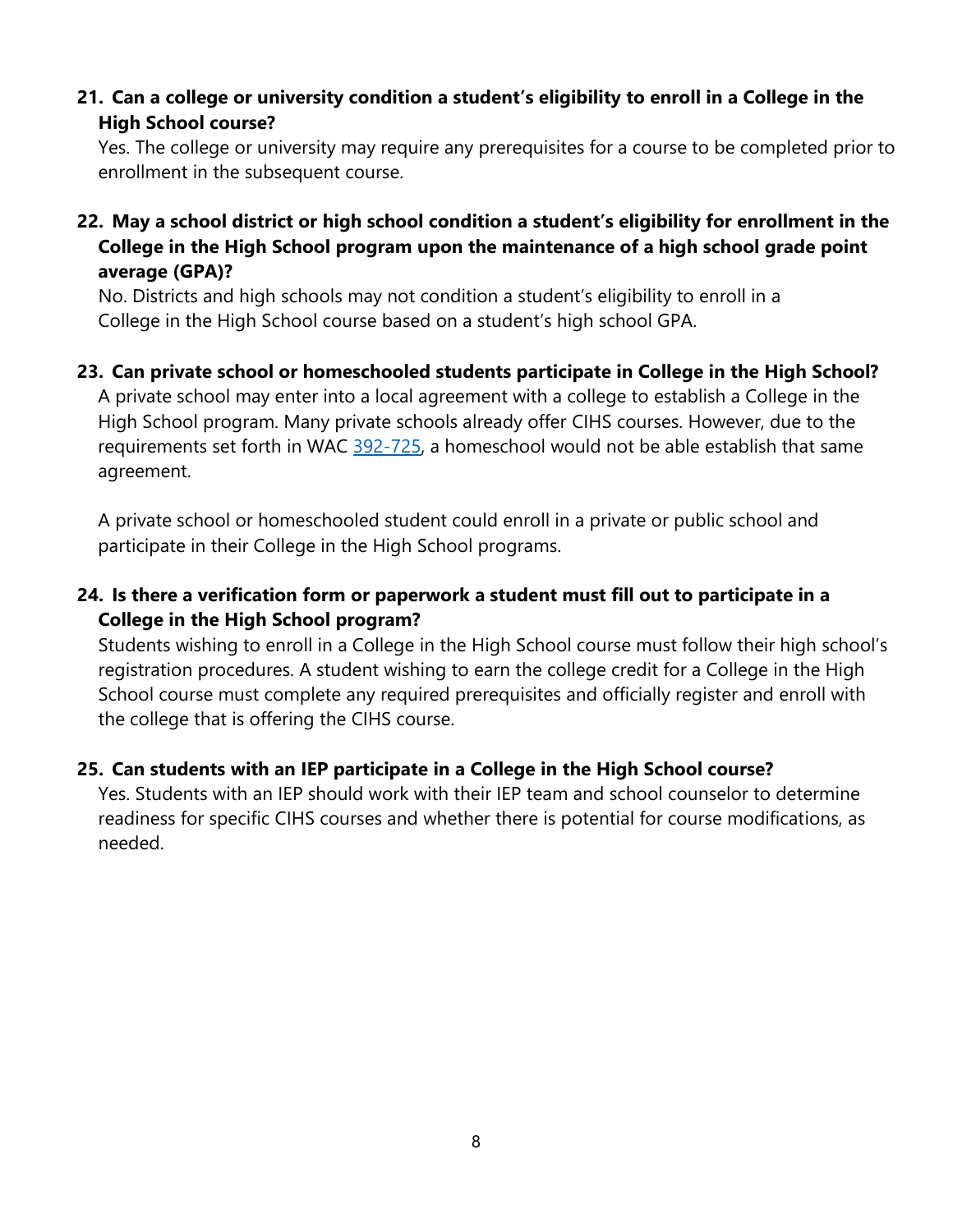**21. Can a college or university condition a student's eligibility to enroll in a College in the High School course?**

Yes. The college or university may require any prerequisites for a course to be completed prior to enrollment in the subsequent course.

**22. May a school district or high school condition a student's eligibility for enrollment in the College in the High School program upon the maintenance of a high school grade point average (GPA)?**

No. Districts and high schools may not condition a student's eligibility to enroll in a College in the High School course based on a student's high school GPA.

**23. Can private school or homeschooled students participate in College in the High School?**

A private school may enter into a local agreement with a college to establish a College in the High School program. Many private schools already offer CIHS courses. However, due to the requirements set forth in WAC [392-725](), a homeschool would not be able establish that same agreement.

A private school or homeschooled student could enroll in a private or public school and participate in their College in the High School programs.

**24. Is there a verification form or paperwork a student must fill out to participate in a College in the High School program?**

Students wishing to enroll in a College in the High School course must follow their high school's registration procedures. A student wishing to earn the college credit for a College in the High School course must complete any required prerequisites and officially register and enroll with the college that is offering the CIHS course.

**25. Can students with an IEP participate in a College in the High School course?**

Yes. Students with an IEP should work with their IEP team and school counselor to determine readiness for specific CIHS courses and whether there is potential for course modifications, as needed.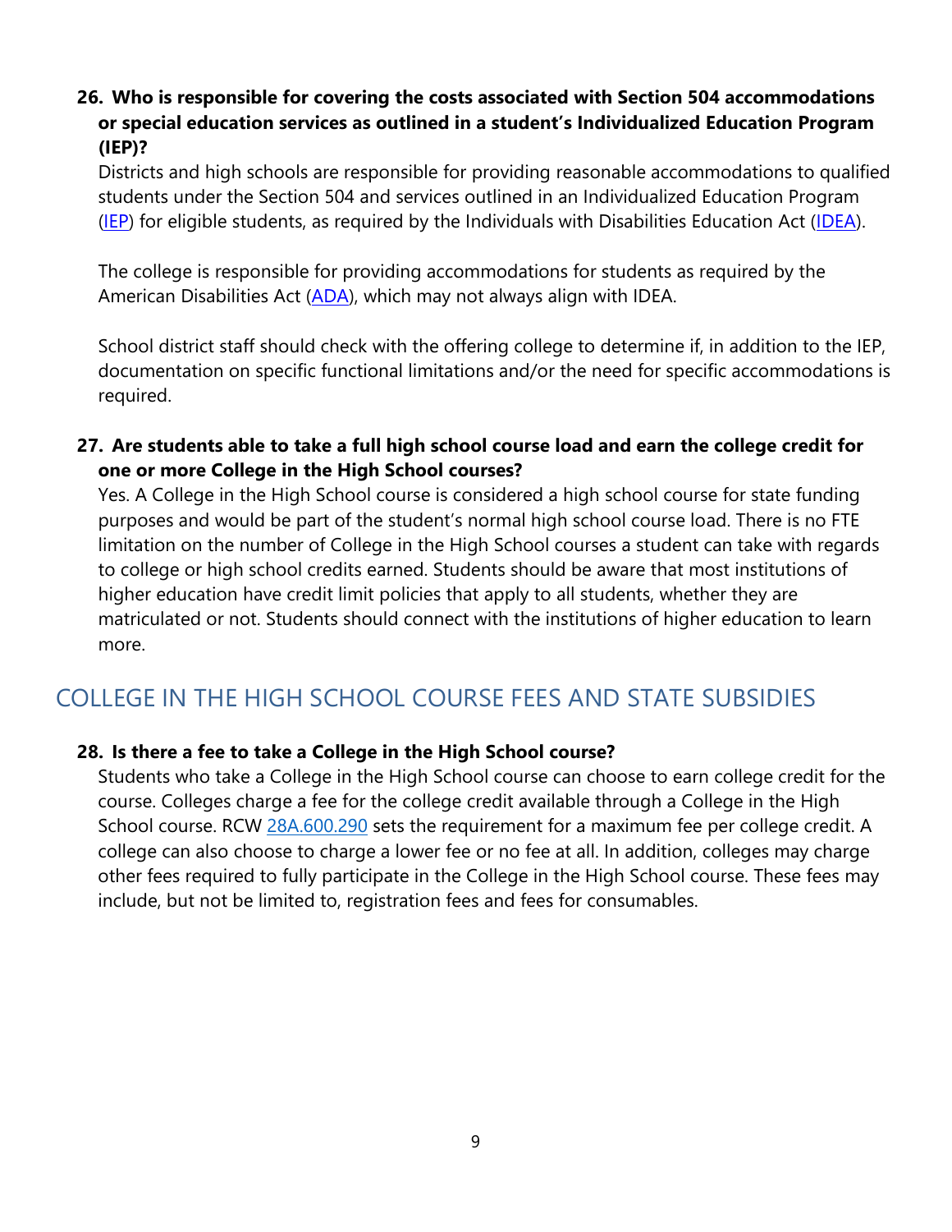**26. Who is responsible for covering the costs associated with Section 504 accommodations or special education services as outlined in a student's Individualized Education Program (IEP)?**

Districts and high schools are responsible for providing reasonable accommodations to qualified students under the Section 504 and services outlined in an Individualized Education Program (IEP) for eligible students, as required by the Individuals with Disabilities Education Act (IDEA).

The college is responsible for providing accommodations for students as required by the American Disabilities Act (ADA), which may not always align with IDEA.

School district staff should check with the offering college to determine if, in addition to the IEP, documentation on specific functional limitations and/or the need for specific accommodations is required.

**27. Are students able to take a full high school course load and earn the college credit for one or more College in the High School courses?**

Yes. A College in the High School course is considered a high school course for state funding purposes and would be part of the student's normal high school course load. There is no FTE limitation on the number of College in the High School courses a student can take with regards to college or high school credits earned. Students should be aware that most institutions of higher education have credit limit policies that apply to all students, whether they are matriculated or not. Students should connect with the institutions of higher education to learn more.

## COLLEGE IN THE HIGH SCHOOL COURSE FEES AND STATE SUBSIDIES

**28. Is there a fee to take a College in the High School course?**

Students who take a College in the High School course can choose to earn college credit for the course. Colleges charge a fee for the college credit available through a College in the High School course. RCW 28A.600.290 sets the requirement for a maximum fee per college credit. A college can also choose to charge a lower fee or no fee at all. In addition, colleges may charge other fees required to fully participate in the College in the High School course. These fees may include, but not be limited to, registration fees and fees for consumables.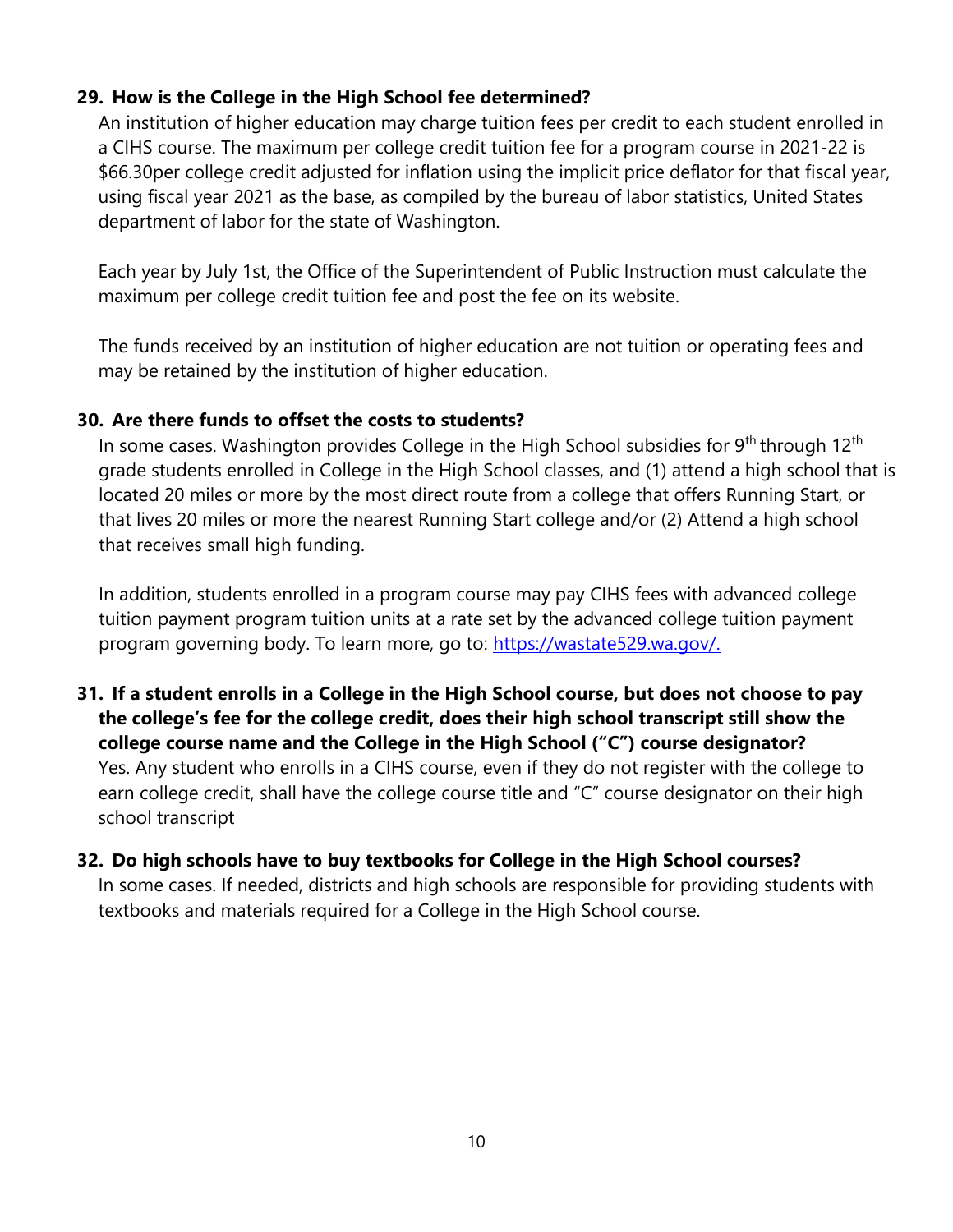**29. How is the College in the High School fee determined?**

An institution of higher education may charge tuition fees per credit to each student enrolled in a CIHS course. The maximum per college credit tuition fee for a program course in 2021-22 is $66.30per college credit adjusted for inflation using the implicit price deflator for that fiscal year, using fiscal year 2021 as the base, as compiled by the bureau of labor statistics, United States department of labor for the state of Washington.

Each year by July 1st, the Office of the Superintendent of Public Instruction must calculate the maximum per college credit tuition fee and post the fee on its website.

The funds received by an institution of higher education are not tuition or operating fees and may be retained by the institution of higher education.

**30. Are there funds to offset the costs to students?**

In some cases. Washington provides College in the High School subsidies for 9th through 12th grade students enrolled in College in the High School classes, and (1) attend a high school that is located 20 miles or more by the most direct route from a college that offers Running Start, or that lives 20 miles or more the nearest Running Start college and/or (2) Attend a high school that receives small high funding.

In addition, students enrolled in a program course may pay CIHS fees with advanced college tuition payment program tuition units at a rate set by the advanced college tuition payment program governing body. To learn more, go to: [https://wastate529.wa.gov/.](https://wastate529.wa.gov/)

**31. If a student enrolls in a College in the High School course, but does not choose to pay the college's fee for the college credit, does their high school transcript still show the college course name and the College in the High School ("C") course designator?**

Yes. Any student who enrolls in a CIHS course, even if they do not register with the college to earn college credit, shall have the college course title and "C" course designator on their high school transcript

**32. Do high schools have to buy textbooks for College in the High School courses?**

In some cases. If needed, districts and high schools are responsible for providing students with textbooks and materials required for a College in the High School course.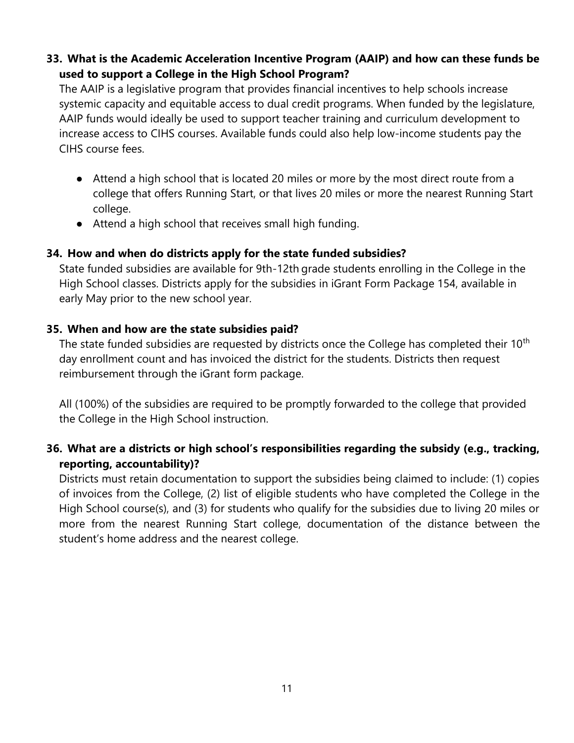### 33. What is the Academic Acceleration Incentive Program (AAIP) and how can these funds be used to support a College in the High School Program?

The AAIP is a legislative program that provides financial incentives to help schools increase systemic capacity and equitable access to dual credit programs. When funded by the legislature, AAIP funds would ideally be used to support teacher training and curriculum development to increase access to CIHS courses. Available funds could also help low-income students pay the CIHS course fees.

- Attend a high school that is located 20 miles or more by the most direct route from a college that offers Running Start, or that lives 20 miles or more the nearest Running Start college.
- Attend a high school that receives small high funding.

### 34. How and when do districts apply for the state funded subsidies?

State funded subsidies are available for 9th-12th grade students enrolling in the College in the High School classes. Districts apply for the subsidies in iGrant Form Package 154, available in early May prior to the new school year.

### 35. When and how are the state subsidies paid?

The state funded subsidies are requested by districts once the College has completed their 10th day enrollment count and has invoiced the district for the students. Districts then request reimbursement through the iGrant form package.

All (100%) of the subsidies are required to be promptly forwarded to the college that provided the College in the High School instruction.

### 36. What are a districts or high school's responsibilities regarding the subsidy (e.g., tracking, reporting, accountability)?

Districts must retain documentation to support the subsidies being claimed to include: (1) copies of invoices from the College, (2) list of eligible students who have completed the College in the High School course(s), and (3) for students who qualify for the subsidies due to living 20 miles or more from the nearest Running Start college, documentation of the distance between the student's home address and the nearest college.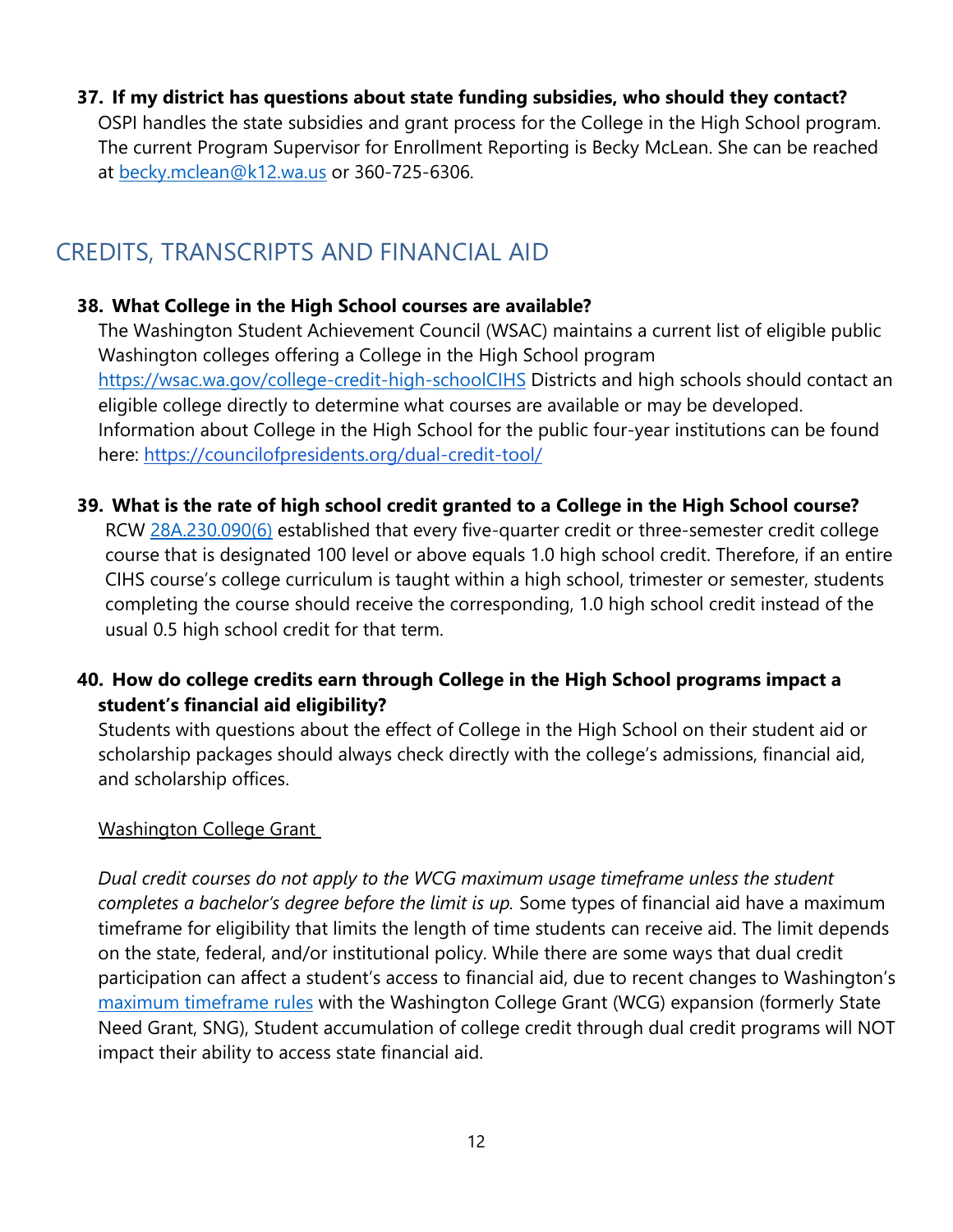**37. If my district has questions about state funding subsidies, who should they contact?**

OSPI handles the state subsidies and grant process for the College in the High School program. The current Program Supervisor for Enrollment Reporting is Becky McLean. She can be reached at becky.mclean@k12.wa.us or 360-725-6306.

## CREDITS, TRANSCRIPTS AND FINANCIAL AID

**38. What College in the High School courses are available?**

The Washington Student Achievement Council (WSAC) maintains a current list of eligible public Washington colleges offering a College in the High School program https://wsac.wa.gov/college-credit-high-schoolCIHS Districts and high schools should contact an eligible college directly to determine what courses are available or may be developed. Information about College in the High School for the public four-year institutions can be found here: https://councilofpresidents.org/dual-credit-tool/

**39. What is the rate of high school credit granted to a College in the High School course?**

RCW 28A.230.090(6) established that every five-quarter credit or three-semester credit college course that is designated 100 level or above equals 1.0 high school credit. Therefore, if an entire CIHS course's college curriculum is taught within a high school, trimester or semester, students completing the course should receive the corresponding, 1.0 high school credit instead of the usual 0.5 high school credit for that term.

**40. How do college credits earn through College in the High School programs impact a student's financial aid eligibility?**

Students with questions about the effect of College in the High School on their student aid or scholarship packages should always check directly with the college's admissions, financial aid, and scholarship offices.

Washington College Grant

*Dual credit courses do not apply to the WCG maximum usage timeframe unless the student completes a bachelor's degree before the limit is up.* Some types of financial aid have a maximum timeframe for eligibility that limits the length of time students can receive aid. The limit depends on the state, federal, and/or institutional policy. While there are some ways that dual credit participation can affect a student's access to financial aid, due to recent changes to Washington's maximum timeframe rules with the Washington College Grant (WCG) expansion (formerly State Need Grant, SNG), Student accumulation of college credit through dual credit programs will NOT impact their ability to access state financial aid.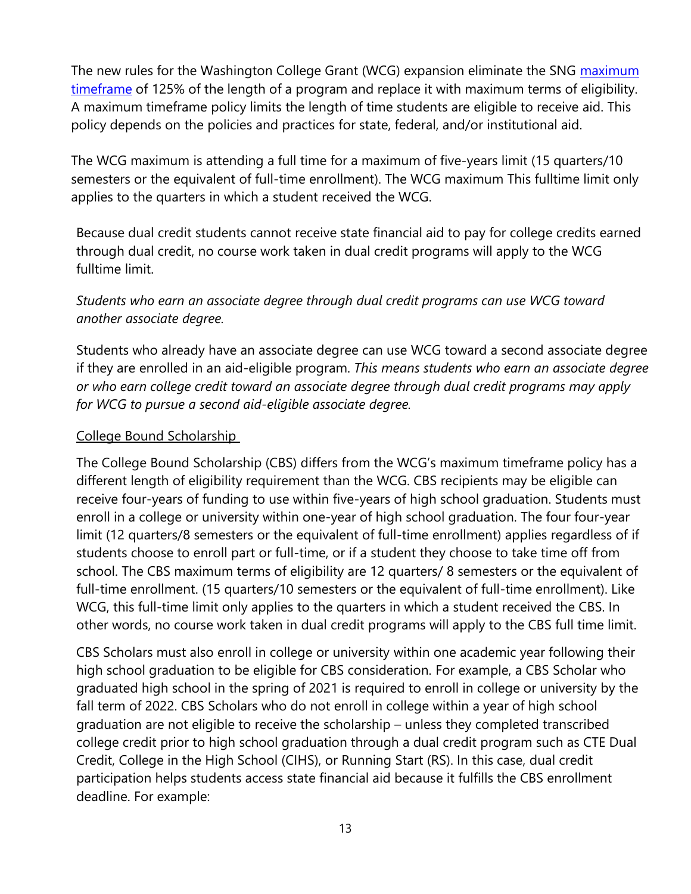The new rules for the Washington College Grant (WCG) expansion eliminate the SNG [maximum timeframe](#) of 125% of the length of a program and replace it with maximum terms of eligibility. A maximum timeframe policy limits the length of time students are eligible to receive aid. This policy depends on the policies and practices for state, federal, and/or institutional aid.

The WCG maximum is attending a full time for a maximum of five-years limit (15 quarters/10 semesters or the equivalent of full-time enrollment). The WCG maximum This fulltime limit only applies to the quarters in which a student received the WCG.

Because dual credit students cannot receive state financial aid to pay for college credits earned through dual credit, no course work taken in dual credit programs will apply to the WCG fulltime limit.

*Students who earn an associate degree through dual credit programs can use WCG toward another associate degree.*

Students who already have an associate degree can use WCG toward a second associate degree if they are enrolled in an aid-eligible program. *This means students who earn an associate degree or who earn college credit toward an associate degree through dual credit programs may apply for WCG to pursue a second aid-eligible associate degree.*

<u>College Bound Scholarship</u>

The College Bound Scholarship (CBS) differs from the WCG's maximum timeframe policy has a different length of eligibility requirement than the WCG. CBS recipients may be eligible can receive four-years of funding to use within five-years of high school graduation. Students must enroll in a college or university within one-year of high school graduation. The four four-year limit (12 quarters/8 semesters or the equivalent of full-time enrollment) applies regardless of if students choose to enroll part or full-time, or if a student they choose to take time off from school. The CBS maximum terms of eligibility are 12 quarters/ 8 semesters or the equivalent of full-time enrollment. (15 quarters/10 semesters or the equivalent of full-time enrollment). Like WCG, this full-time limit only applies to the quarters in which a student received the CBS. In other words, no course work taken in dual credit programs will apply to the CBS full time limit.

CBS Scholars must also enroll in college or university within one academic year following their high school graduation to be eligible for CBS consideration. For example, a CBS Scholar who graduated high school in the spring of 2021 is required to enroll in college or university by the fall term of 2022. CBS Scholars who do not enroll in college within a year of high school graduation are not eligible to receive the scholarship – unless they completed transcribed college credit prior to high school graduation through a dual credit program such as CTE Dual Credit, College in the High School (CIHS), or Running Start (RS). In this case, dual credit participation helps students access state financial aid because it fulfills the CBS enrollment deadline. For example: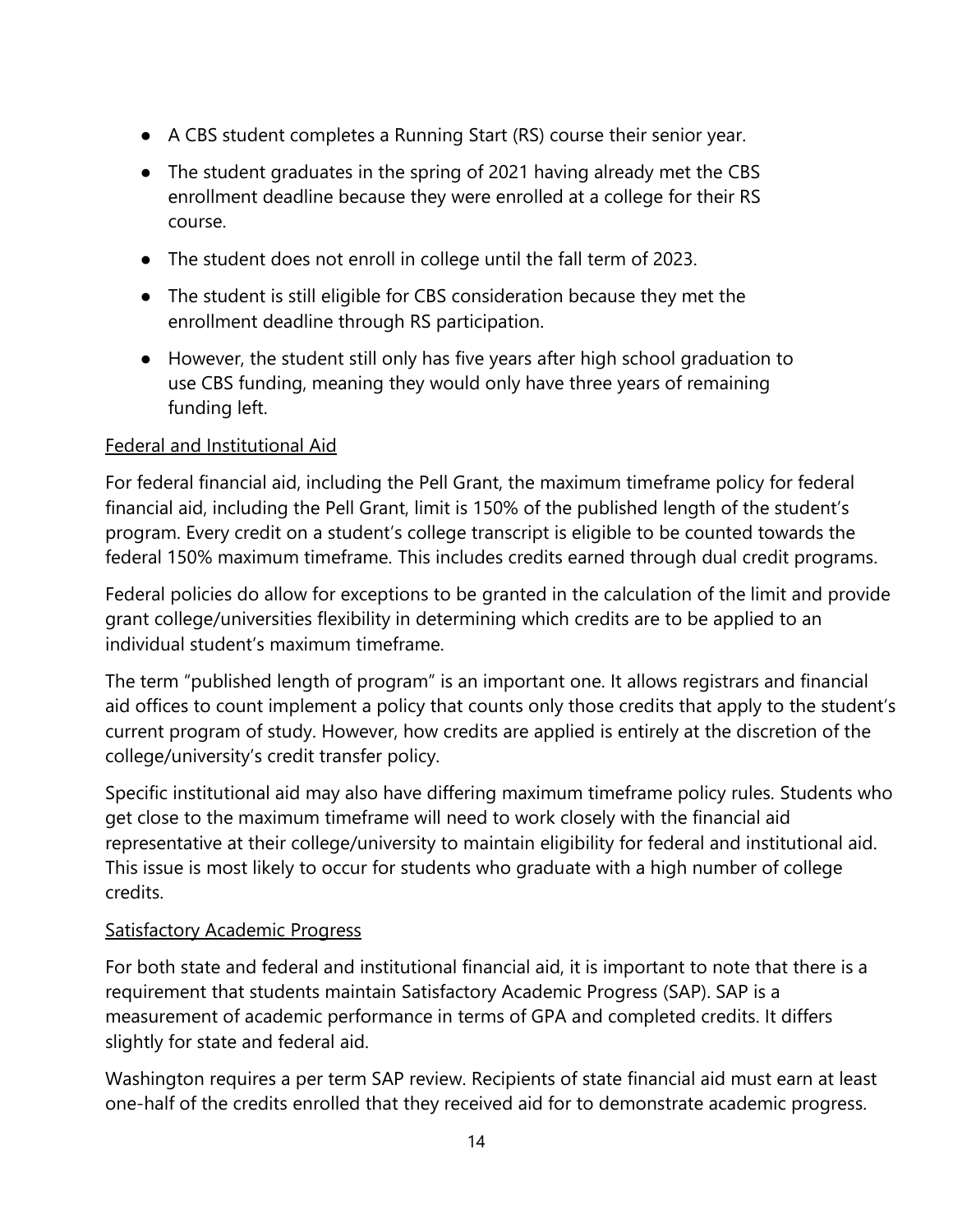- A CBS student completes a Running Start (RS) course their senior year.
- The student graduates in the spring of 2021 having already met the CBS enrollment deadline because they were enrolled at a college for their RS course.
- The student does not enroll in college until the fall term of 2023.
- The student is still eligible for CBS consideration because they met the enrollment deadline through RS participation.
- However, the student still only has five years after high school graduation to use CBS funding, meaning they would only have three years of remaining funding left.

<u>Federal and Institutional Aid</u>

For federal financial aid, including the Pell Grant, the maximum timeframe policy for federal financial aid, including the Pell Grant, limit is 150% of the published length of the student's program. Every credit on a student's college transcript is eligible to be counted towards the federal 150% maximum timeframe. This includes credits earned through dual credit programs.

Federal policies do allow for exceptions to be granted in the calculation of the limit and provide grant college/universities flexibility in determining which credits are to be applied to an individual student's maximum timeframe.

The term "published length of program" is an important one. It allows registrars and financial aid offices to count implement a policy that counts only those credits that apply to the student's current program of study. However, how credits are applied is entirely at the discretion of the college/university's credit transfer policy.

Specific institutional aid may also have differing maximum timeframe policy rules. Students who get close to the maximum timeframe will need to work closely with the financial aid representative at their college/university to maintain eligibility for federal and institutional aid. This issue is most likely to occur for students who graduate with a high number of college credits.

<u>Satisfactory Academic Progress</u>

For both state and federal and institutional financial aid, it is important to note that there is a requirement that students maintain Satisfactory Academic Progress (SAP). SAP is a measurement of academic performance in terms of GPA and completed credits. It differs slightly for state and federal aid.

Washington requires a per term SAP review. Recipients of state financial aid must earn at least one-half of the credits enrolled that they received aid for to demonstrate academic progress.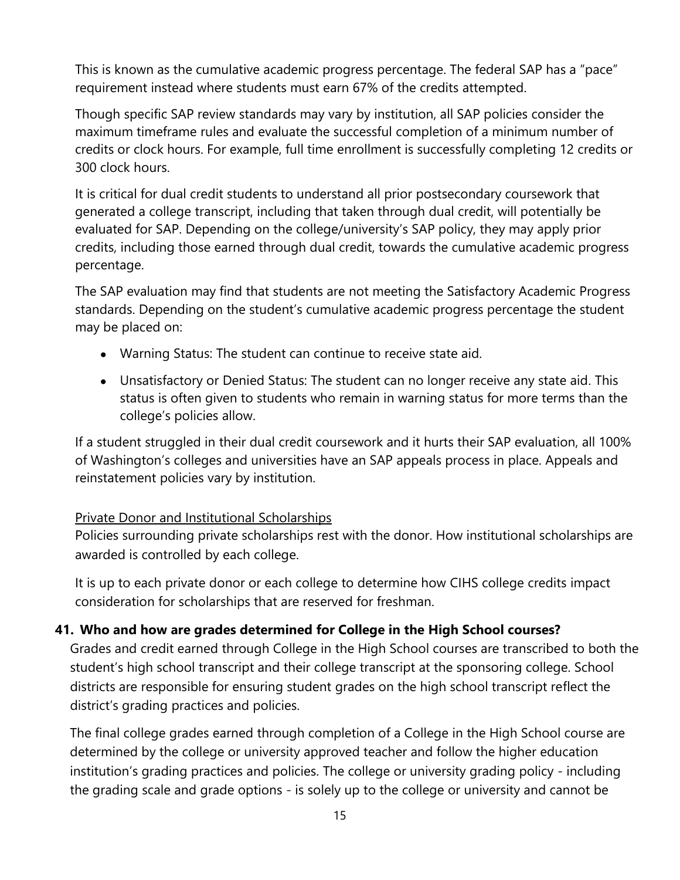This is known as the cumulative academic progress percentage. The federal SAP has a "pace" requirement instead where students must earn 67% of the credits attempted.

Though specific SAP review standards may vary by institution, all SAP policies consider the maximum timeframe rules and evaluate the successful completion of a minimum number of credits or clock hours. For example, full time enrollment is successfully completing 12 credits or 300 clock hours.

It is critical for dual credit students to understand all prior postsecondary coursework that generated a college transcript, including that taken through dual credit, will potentially be evaluated for SAP. Depending on the college/university's SAP policy, they may apply prior credits, including those earned through dual credit, towards the cumulative academic progress percentage.

The SAP evaluation may find that students are not meeting the Satisfactory Academic Progress standards. Depending on the student's cumulative academic progress percentage the student may be placed on:

- Warning Status: The student can continue to receive state aid.
- Unsatisfactory or Denied Status: The student can no longer receive any state aid. This status is often given to students who remain in warning status for more terms than the college's policies allow.

If a student struggled in their dual credit coursework and it hurts their SAP evaluation, all 100% of Washington's colleges and universities have an SAP appeals process in place. Appeals and reinstatement policies vary by institution.

Private Donor and Institutional Scholarships

Policies surrounding private scholarships rest with the donor. How institutional scholarships are awarded is controlled by each college.

It is up to each private donor or each college to determine how CIHS college credits impact consideration for scholarships that are reserved for freshman.

**41. Who and how are grades determined for College in the High School courses?**

Grades and credit earned through College in the High School courses are transcribed to both the student's high school transcript and their college transcript at the sponsoring college. School districts are responsible for ensuring student grades on the high school transcript reflect the district's grading practices and policies.

The final college grades earned through completion of a College in the High School course are determined by the college or university approved teacher and follow the higher education institution's grading practices and policies. The college or university grading policy - including the grading scale and grade options - is solely up to the college or university and cannot be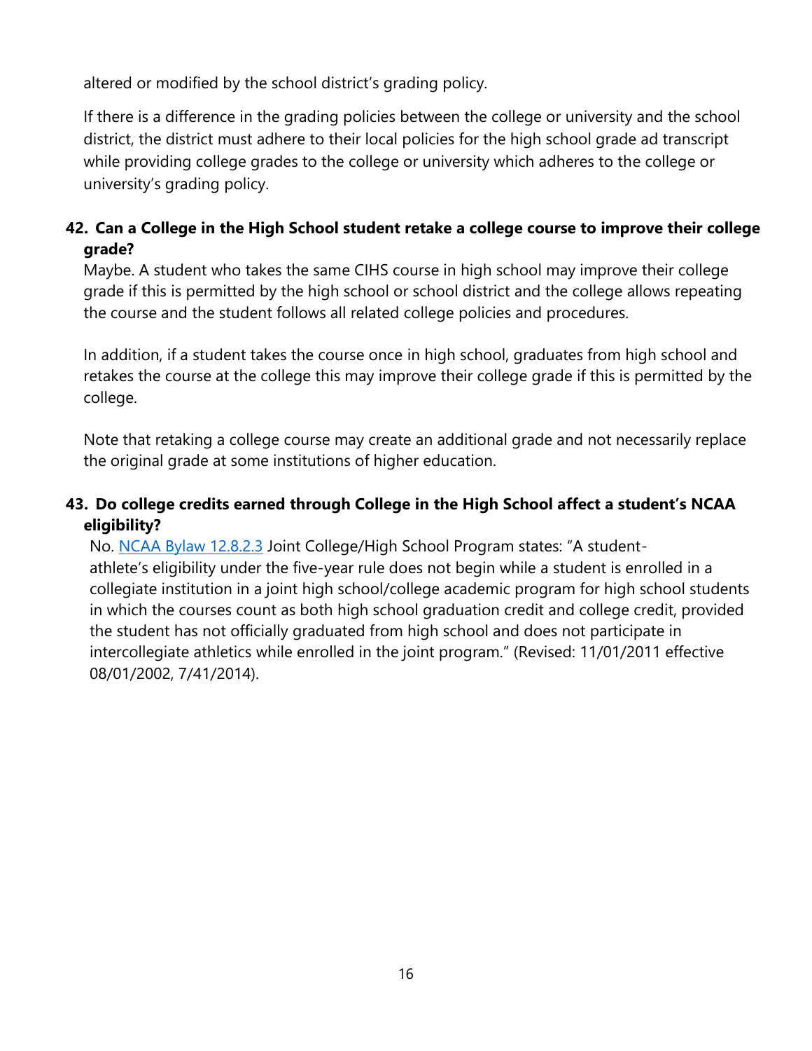altered or modified by the school district's grading policy.

If there is a difference in the grading policies between the college or university and the school district, the district must adhere to their local policies for the high school grade ad transcript while providing college grades to the college or university which adheres to the college or university's grading policy.

### 42. Can a College in the High School student retake a college course to improve their college grade?

Maybe. A student who takes the same CIHS course in high school may improve their college grade if this is permitted by the high school or school district and the college allows repeating the course and the student follows all related college policies and procedures.

In addition, if a student takes the course once in high school, graduates from high school and retakes the course at the college this may improve their college grade if this is permitted by the college.

Note that retaking a college course may create an additional grade and not necessarily replace the original grade at some institutions of higher education.

### 43. Do college credits earned through College in the High School affect a student's NCAA eligibility?

No. NCAA Bylaw 12.8.2.3 Joint College/High School Program states: "A student-athlete's eligibility under the five-year rule does not begin while a student is enrolled in a collegiate institution in a joint high school/college academic program for high school students in which the courses count as both high school graduation credit and college credit, provided the student has not officially graduated from high school and does not participate in intercollegiate athletics while enrolled in the joint program." (Revised: 11/01/2011 effective 08/01/2002, 7/41/2014).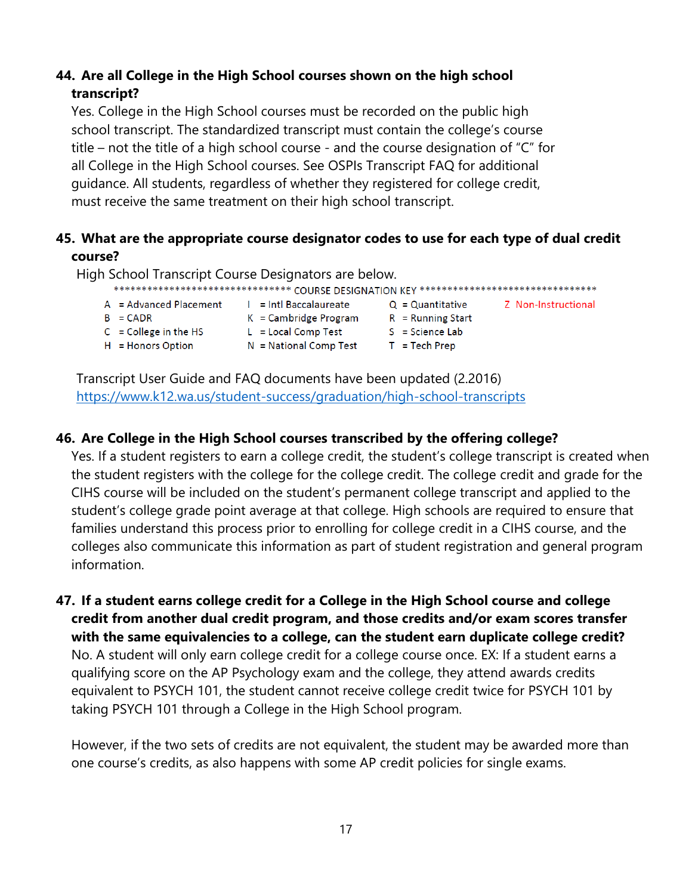**44. Are all College in the High School courses shown on the high school transcript?**

Yes. College in the High School courses must be recorded on the public high school transcript. The standardized transcript must contain the college's course title – not the title of a high school course - and the course designation of "C" for all College in the High School courses. See OSPIs Transcript FAQ for additional guidance. All students, regardless of whether they registered for college credit, must receive the same treatment on their high school transcript.

**45. What are the appropriate course designator codes to use for each type of dual credit course?**

High School Transcript Course Designators are below.

******************************* COURSE DESIGNATION KEY *******************************

| | | | |
|---|---|---|---|
| A = Advanced Placement | I = Intl Baccalaureate | Q = Quantitative | Z Non-Instructional |
| B = CADR | K = Cambridge Program | R = Running Start | |
| C = College in the HS | L = Local Comp Test | S = Science Lab | |
| H = Honors Option | N = National Comp Test | T = Tech Prep | |

Transcript User Guide and FAQ documents have been updated (2.2016)
https://www.k12.wa.us/student-success/graduation/high-school-transcripts

**46. Are College in the High School courses transcribed by the offering college?**

Yes. If a student registers to earn a college credit, the student's college transcript is created when the student registers with the college for the college credit. The college credit and grade for the CIHS course will be included on the student's permanent college transcript and applied to the student's college grade point average at that college. High schools are required to ensure that families understand this process prior to enrolling for college credit in a CIHS course, and the colleges also communicate this information as part of student registration and general program information.

**47. If a student earns college credit for a College in the High School course and college credit from another dual credit program, and those credits and/or exam scores transfer with the same equivalencies to a college, can the student earn duplicate college credit?**

No. A student will only earn college credit for a college course once. EX: If a student earns a qualifying score on the AP Psychology exam and the college, they attend awards credits equivalent to PSYCH 101, the student cannot receive college credit twice for PSYCH 101 by taking PSYCH 101 through a College in the High School program.

However, if the two sets of credits are not equivalent, the student may be awarded more than one course's credits, as also happens with some AP credit policies for single exams.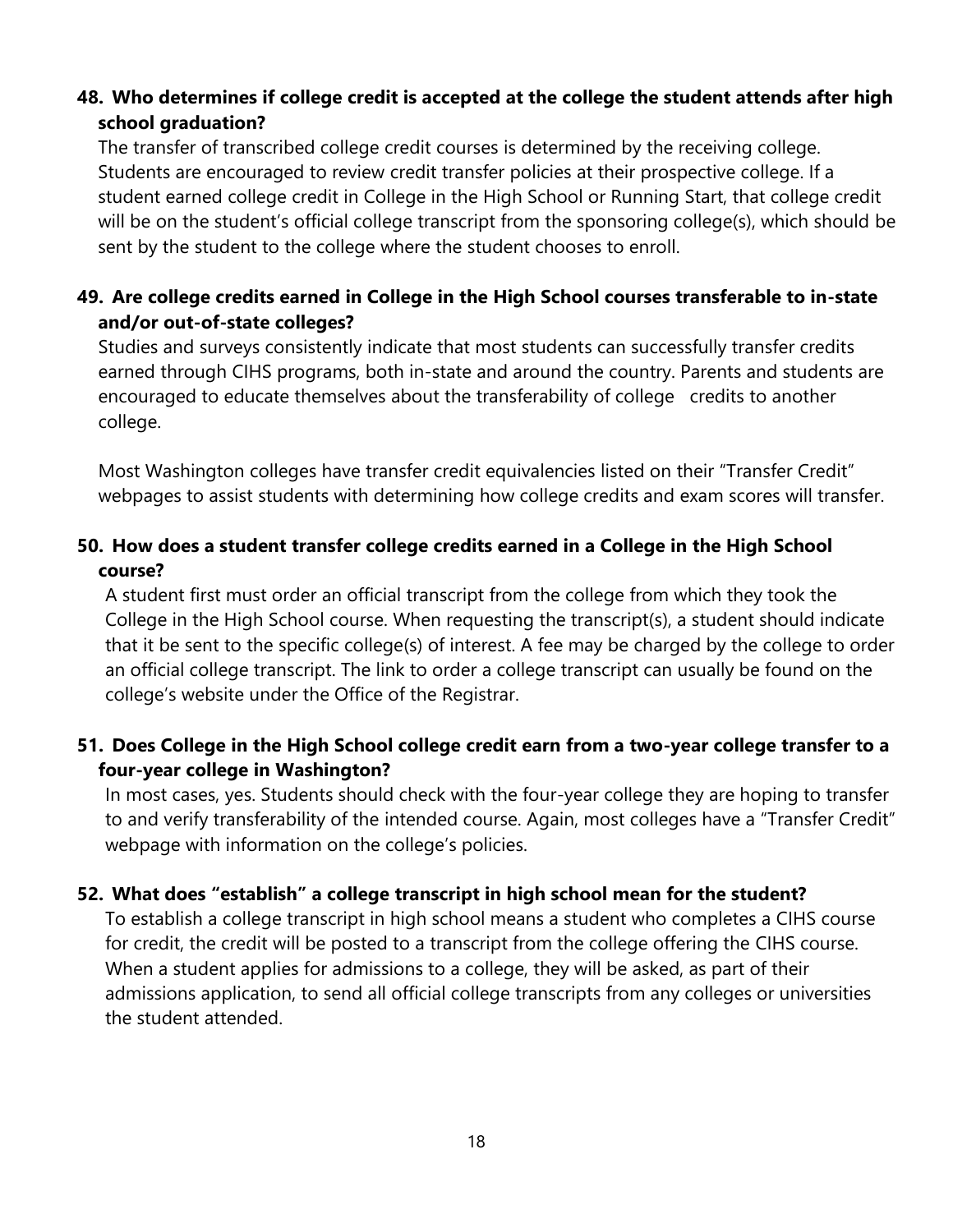**48. Who determines if college credit is accepted at the college the student attends after high school graduation?**

The transfer of transcribed college credit courses is determined by the receiving college. Students are encouraged to review credit transfer policies at their prospective college. If a student earned college credit in College in the High School or Running Start, that college credit will be on the student's official college transcript from the sponsoring college(s), which should be sent by the student to the college where the student chooses to enroll.

**49. Are college credits earned in College in the High School courses transferable to in-state and/or out-of-state colleges?**

Studies and surveys consistently indicate that most students can successfully transfer credits earned through CIHS programs, both in-state and around the country. Parents and students are encouraged to educate themselves about the transferability of college credits to another college.

Most Washington colleges have transfer credit equivalencies listed on their "Transfer Credit" webpages to assist students with determining how college credits and exam scores will transfer.

**50. How does a student transfer college credits earned in a College in the High School course?**

A student first must order an official transcript from the college from which they took the College in the High School course. When requesting the transcript(s), a student should indicate that it be sent to the specific college(s) of interest. A fee may be charged by the college to order an official college transcript. The link to order a college transcript can usually be found on the college's website under the Office of the Registrar.

**51. Does College in the High School college credit earn from a two-year college transfer to a four-year college in Washington?**

In most cases, yes. Students should check with the four-year college they are hoping to transfer to and verify transferability of the intended course. Again, most colleges have a "Transfer Credit" webpage with information on the college's policies.

**52. What does "establish" a college transcript in high school mean for the student?**

To establish a college transcript in high school means a student who completes a CIHS course for credit, the credit will be posted to a transcript from the college offering the CIHS course. When a student applies for admissions to a college, they will be asked, as part of their admissions application, to send all official college transcripts from any colleges or universities the student attended.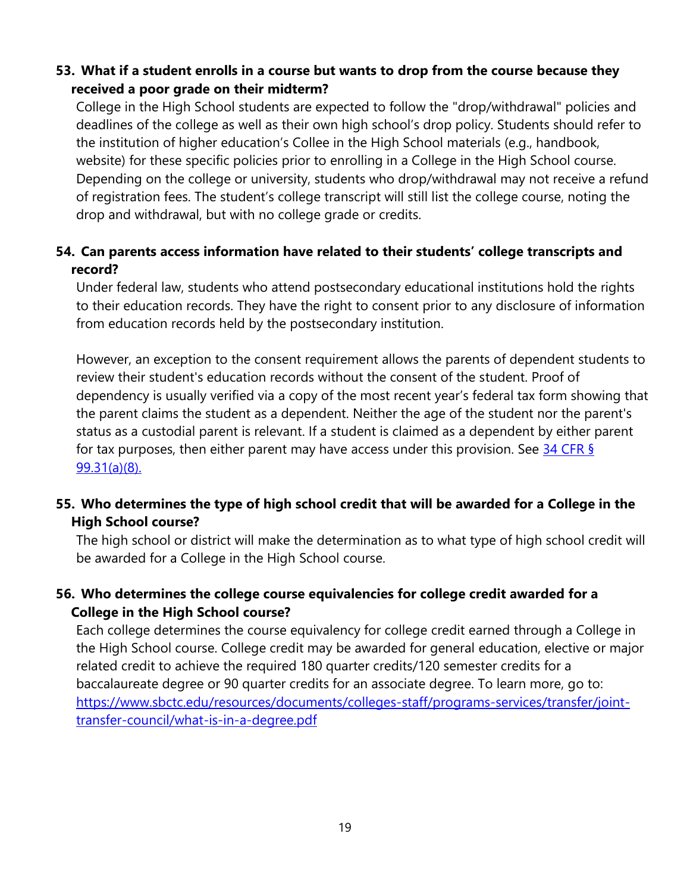**53. What if a student enrolls in a course but wants to drop from the course because they received a poor grade on their midterm?**

College in the High School students are expected to follow the "drop/withdrawal" policies and deadlines of the college as well as their own high school's drop policy. Students should refer to the institution of higher education's Collee in the High School materials (e.g., handbook, website) for these specific policies prior to enrolling in a College in the High School course. Depending on the college or university, students who drop/withdrawal may not receive a refund of registration fees. The student's college transcript will still list the college course, noting the drop and withdrawal, but with no college grade or credits.

**54. Can parents access information have related to their students' college transcripts and record?**

Under federal law, students who attend postsecondary educational institutions hold the rights to their education records. They have the right to consent prior to any disclosure of information from education records held by the postsecondary institution.

However, an exception to the consent requirement allows the parents of dependent students to review their student's education records without the consent of the student. Proof of dependency is usually verified via a copy of the most recent year's federal tax form showing that the parent claims the student as a dependent. Neither the age of the student nor the parent's status as a custodial parent is relevant. If a student is claimed as a dependent by either parent for tax purposes, then either parent may have access under this provision. See [34 CFR § 99.31(a)(8).]()

**55. Who determines the type of high school credit that will be awarded for a College in the High School course?**

The high school or district will make the determination as to what type of high school credit will be awarded for a College in the High School course.

**56. Who determines the college course equivalencies for college credit awarded for a College in the High School course?**

Each college determines the course equivalency for college credit earned through a College in the High School course. College credit may be awarded for general education, elective or major related credit to achieve the required 180 quarter credits/120 semester credits for a baccalaureate degree or 90 quarter credits for an associate degree. To learn more, go to: [https://www.sbctc.edu/resources/documents/colleges-staff/programs-services/transfer/joint-transfer-council/what-is-in-a-degree.pdf](https://www.sbctc.edu/resources/documents/colleges-staff/programs-services/transfer/joint-transfer-council/what-is-in-a-degree.pdf)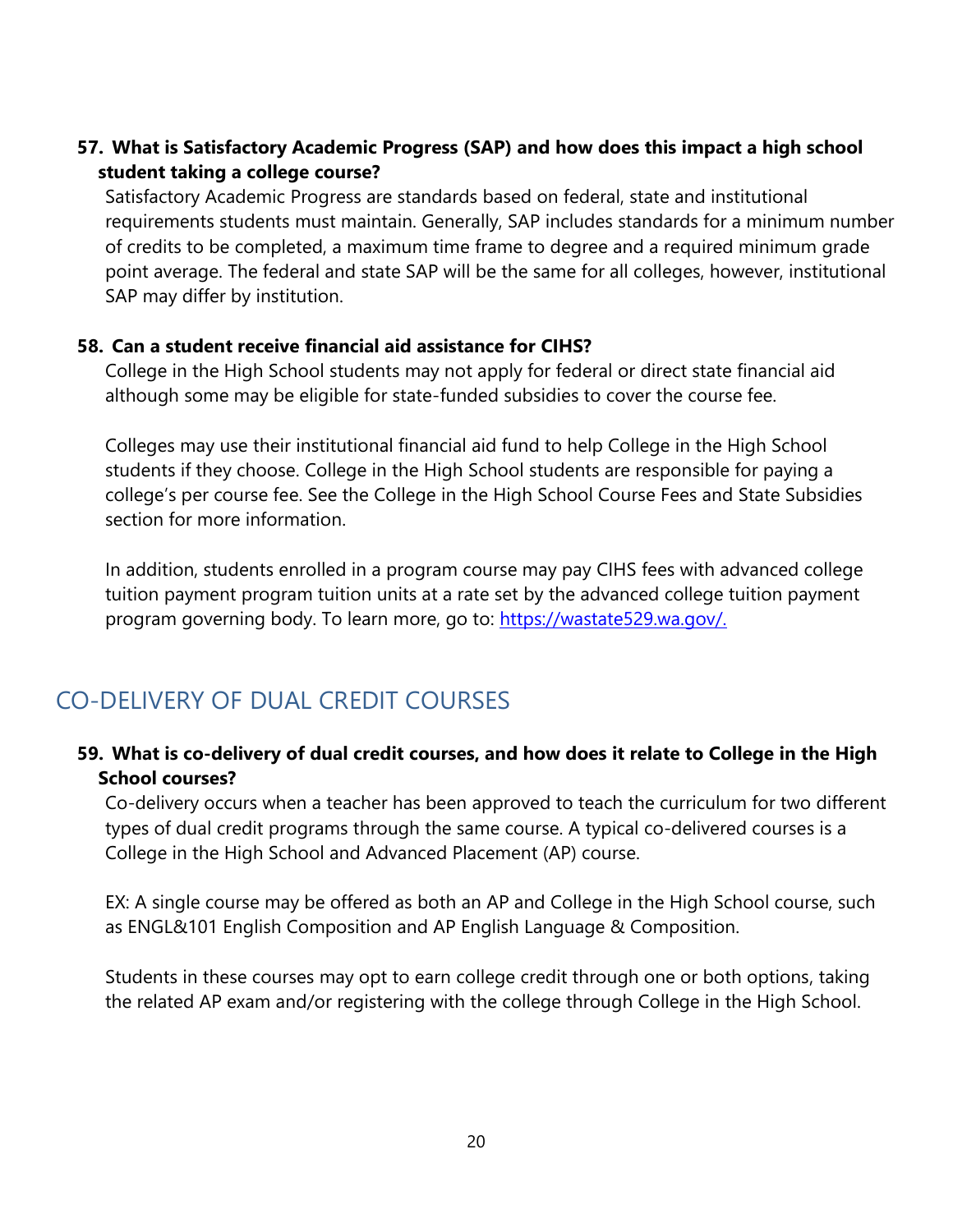**57. What is Satisfactory Academic Progress (SAP) and how does this impact a high school student taking a college course?**

Satisfactory Academic Progress are standards based on federal, state and institutional requirements students must maintain. Generally, SAP includes standards for a minimum number of credits to be completed, a maximum time frame to degree and a required minimum grade point average. The federal and state SAP will be the same for all colleges, however, institutional SAP may differ by institution.

**58. Can a student receive financial aid assistance for CIHS?**

College in the High School students may not apply for federal or direct state financial aid although some may be eligible for state-funded subsidies to cover the course fee.

Colleges may use their institutional financial aid fund to help College in the High School students if they choose. College in the High School students are responsible for paying a college's per course fee. See the College in the High School Course Fees and State Subsidies section for more information.

In addition, students enrolled in a program course may pay CIHS fees with advanced college tuition payment program tuition units at a rate set by the advanced college tuition payment program governing body. To learn more, go to: [https://wastate529.wa.gov/.](https://wastate529.wa.gov/)

## CO-DELIVERY OF DUAL CREDIT COURSES

**59. What is co-delivery of dual credit courses, and how does it relate to College in the High School courses?**

Co-delivery occurs when a teacher has been approved to teach the curriculum for two different types of dual credit programs through the same course. A typical co-delivered courses is a College in the High School and Advanced Placement (AP) course.

EX: A single course may be offered as both an AP and College in the High School course, such as ENGL&101 English Composition and AP English Language & Composition.

Students in these courses may opt to earn college credit through one or both options, taking the related AP exam and/or registering with the college through College in the High School.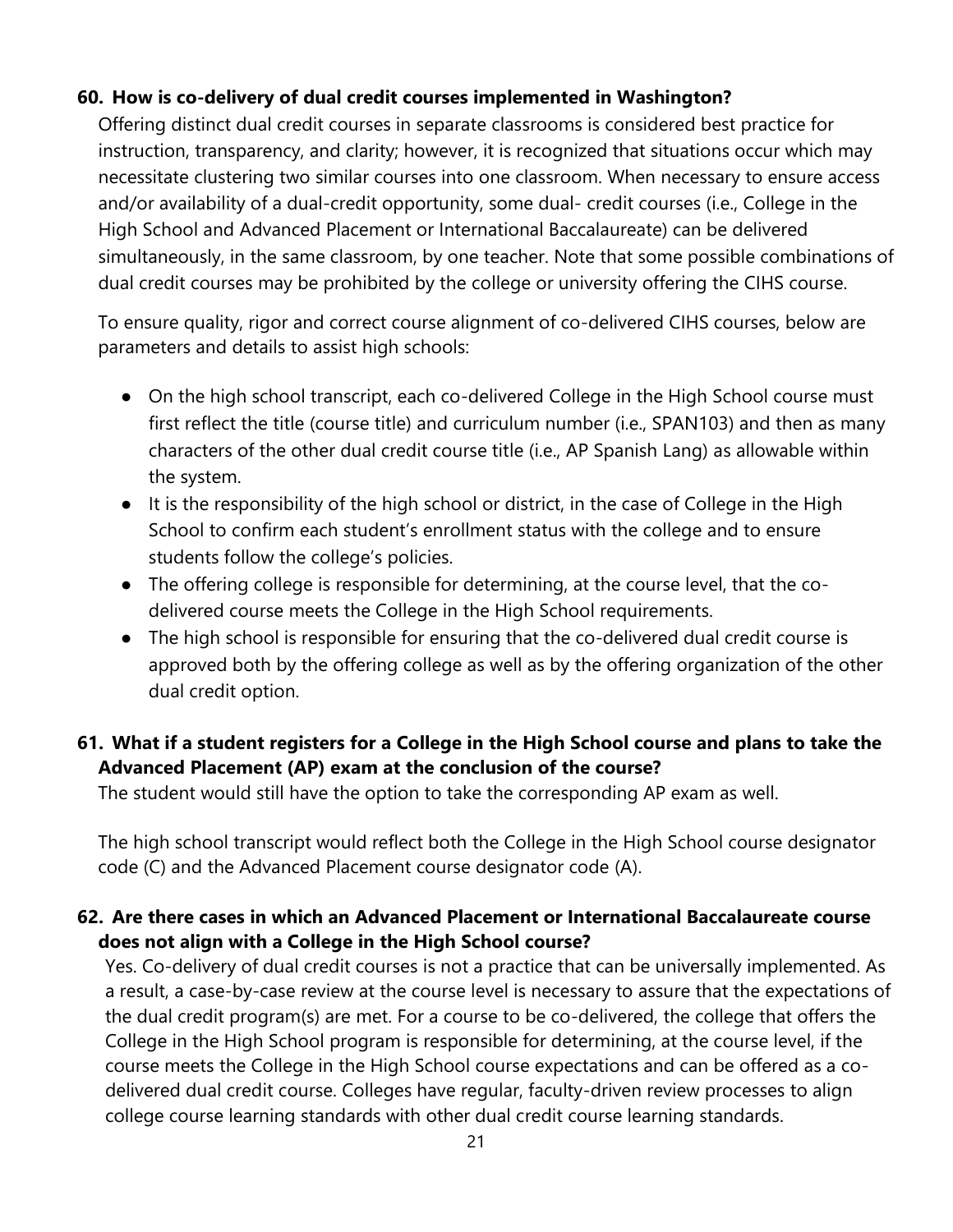### 60. How is co-delivery of dual credit courses implemented in Washington?

Offering distinct dual credit courses in separate classrooms is considered best practice for instruction, transparency, and clarity; however, it is recognized that situations occur which may necessitate clustering two similar courses into one classroom. When necessary to ensure access and/or availability of a dual-credit opportunity, some dual- credit courses (i.e., College in the High School and Advanced Placement or International Baccalaureate) can be delivered simultaneously, in the same classroom, by one teacher. Note that some possible combinations of dual credit courses may be prohibited by the college or university offering the CIHS course.

To ensure quality, rigor and correct course alignment of co-delivered CIHS courses, below are parameters and details to assist high schools:

- On the high school transcript, each co-delivered College in the High School course must first reflect the title (course title) and curriculum number (i.e., SPAN103) and then as many characters of the other dual credit course title (i.e., AP Spanish Lang) as allowable within the system.
- It is the responsibility of the high school or district, in the case of College in the High School to confirm each student's enrollment status with the college and to ensure students follow the college's policies.
- The offering college is responsible for determining, at the course level, that the co-delivered course meets the College in the High School requirements.
- The high school is responsible for ensuring that the co-delivered dual credit course is approved both by the offering college as well as by the offering organization of the other dual credit option.

### 61. What if a student registers for a College in the High School course and plans to take the Advanced Placement (AP) exam at the conclusion of the course?

The student would still have the option to take the corresponding AP exam as well.

The high school transcript would reflect both the College in the High School course designator code (C) and the Advanced Placement course designator code (A).

### 62. Are there cases in which an Advanced Placement or International Baccalaureate course does not align with a College in the High School course?

Yes. Co-delivery of dual credit courses is not a practice that can be universally implemented. As a result, a case-by-case review at the course level is necessary to assure that the expectations of the dual credit program(s) are met. For a course to be co-delivered, the college that offers the College in the High School program is responsible for determining, at the course level, if the course meets the College in the High School course expectations and can be offered as a co-delivered dual credit course. Colleges have regular, faculty-driven review processes to align college course learning standards with other dual credit course learning standards.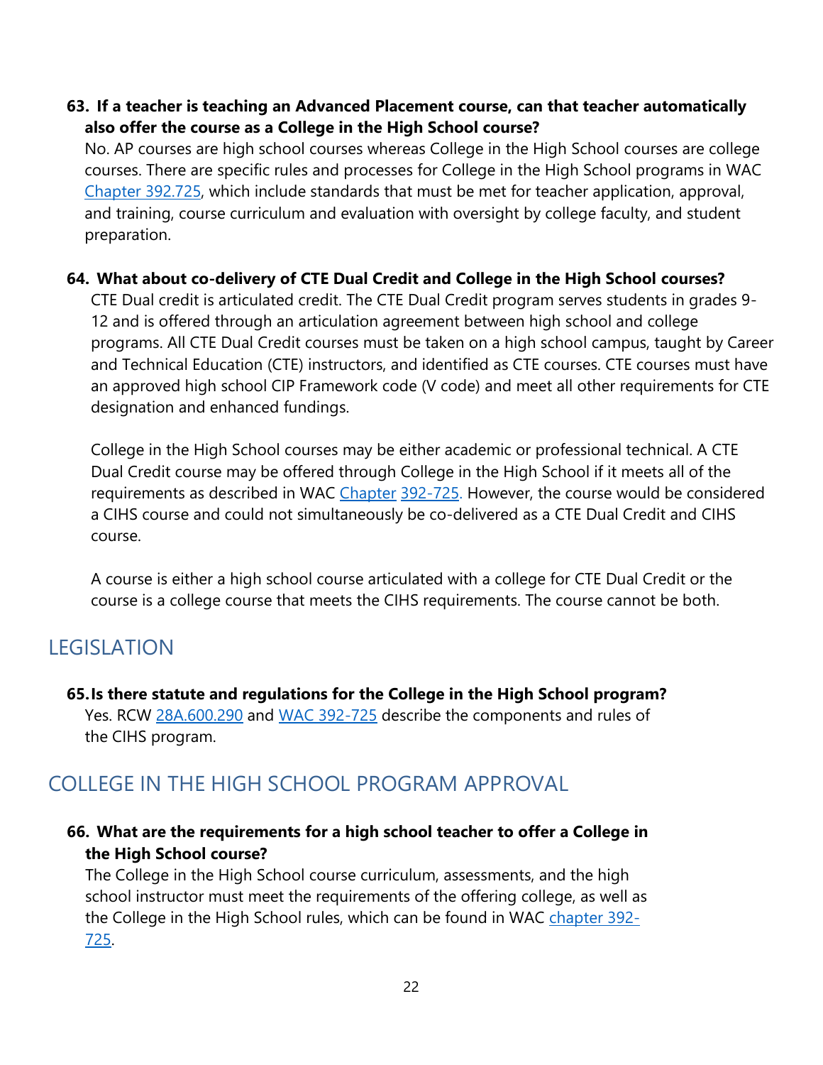**63. If a teacher is teaching an Advanced Placement course, can that teacher automatically also offer the course as a College in the High School course?**

No. AP courses are high school courses whereas College in the High School courses are college courses. There are specific rules and processes for College in the High School programs in WAC Chapter 392.725, which include standards that must be met for teacher application, approval, and training, course curriculum and evaluation with oversight by college faculty, and student preparation.

**64. What about co-delivery of CTE Dual Credit and College in the High School courses?**

CTE Dual credit is articulated credit. The CTE Dual Credit program serves students in grades 9-12 and is offered through an articulation agreement between high school and college programs. All CTE Dual Credit courses must be taken on a high school campus, taught by Career and Technical Education (CTE) instructors, and identified as CTE courses. CTE courses must have an approved high school CIP Framework code (V code) and meet all other requirements for CTE designation and enhanced fundings.

College in the High School courses may be either academic or professional technical. A CTE Dual Credit course may be offered through College in the High School if it meets all of the requirements as described in WAC Chapter 392-725. However, the course would be considered a CIHS course and could not simultaneously be co-delivered as a CTE Dual Credit and CIHS course.

A course is either a high school course articulated with a college for CTE Dual Credit or the course is a college course that meets the CIHS requirements. The course cannot be both.

## LEGISLATION

**65. Is there statute and regulations for the College in the High School program?**

Yes. RCW 28A.600.290 and WAC 392-725 describe the components and rules of the CIHS program.

## COLLEGE IN THE HIGH SCHOOL PROGRAM APPROVAL

**66. What are the requirements for a high school teacher to offer a College in the High School course?**

The College in the High School course curriculum, assessments, and the high school instructor must meet the requirements of the offering college, as well as the College in the High School rules, which can be found in WAC chapter 392-725.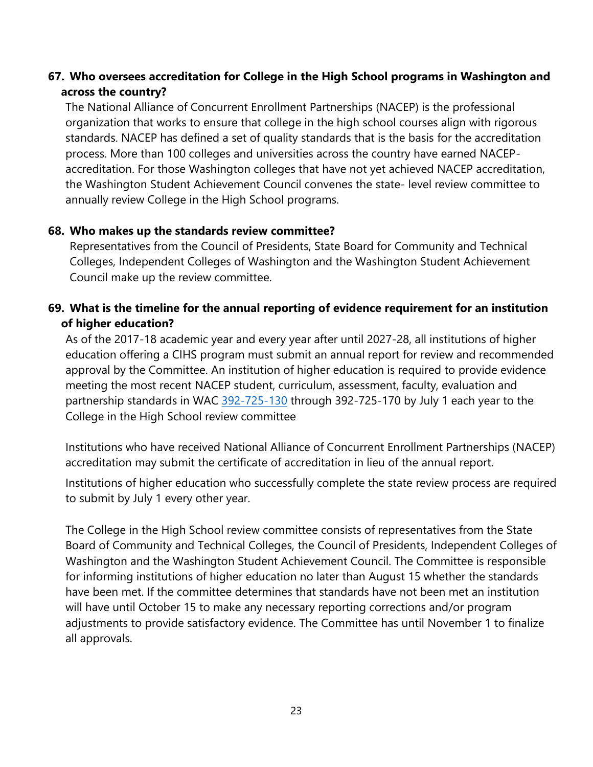**67. Who oversees accreditation for College in the High School programs in Washington and across the country?**

The National Alliance of Concurrent Enrollment Partnerships (NACEP) is the professional organization that works to ensure that college in the high school courses align with rigorous standards. NACEP has defined a set of quality standards that is the basis for the accreditation process. More than 100 colleges and universities across the country have earned NACEP-accreditation. For those Washington colleges that have not yet achieved NACEP accreditation, the Washington Student Achievement Council convenes the state- level review committee to annually review College in the High School programs.

**68. Who makes up the standards review committee?**

Representatives from the Council of Presidents, State Board for Community and Technical Colleges, Independent Colleges of Washington and the Washington Student Achievement Council make up the review committee.

**69. What is the timeline for the annual reporting of evidence requirement for an institution of higher education?**

As of the 2017-18 academic year and every year after until 2027-28, all institutions of higher education offering a CIHS program must submit an annual report for review and recommended approval by the Committee. An institution of higher education is required to provide evidence meeting the most recent NACEP student, curriculum, assessment, faculty, evaluation and partnership standards in WAC [392-725-130]() through 392-725-170 by July 1 each year to the College in the High School review committee

Institutions who have received National Alliance of Concurrent Enrollment Partnerships (NACEP) accreditation may submit the certificate of accreditation in lieu of the annual report.

Institutions of higher education who successfully complete the state review process are required to submit by July 1 every other year.

The College in the High School review committee consists of representatives from the State Board of Community and Technical Colleges, the Council of Presidents, Independent Colleges of Washington and the Washington Student Achievement Council. The Committee is responsible for informing institutions of higher education no later than August 15 whether the standards have been met. If the committee determines that standards have not been met an institution will have until October 15 to make any necessary reporting corrections and/or program adjustments to provide satisfactory evidence. The Committee has until November 1 to finalize all approvals.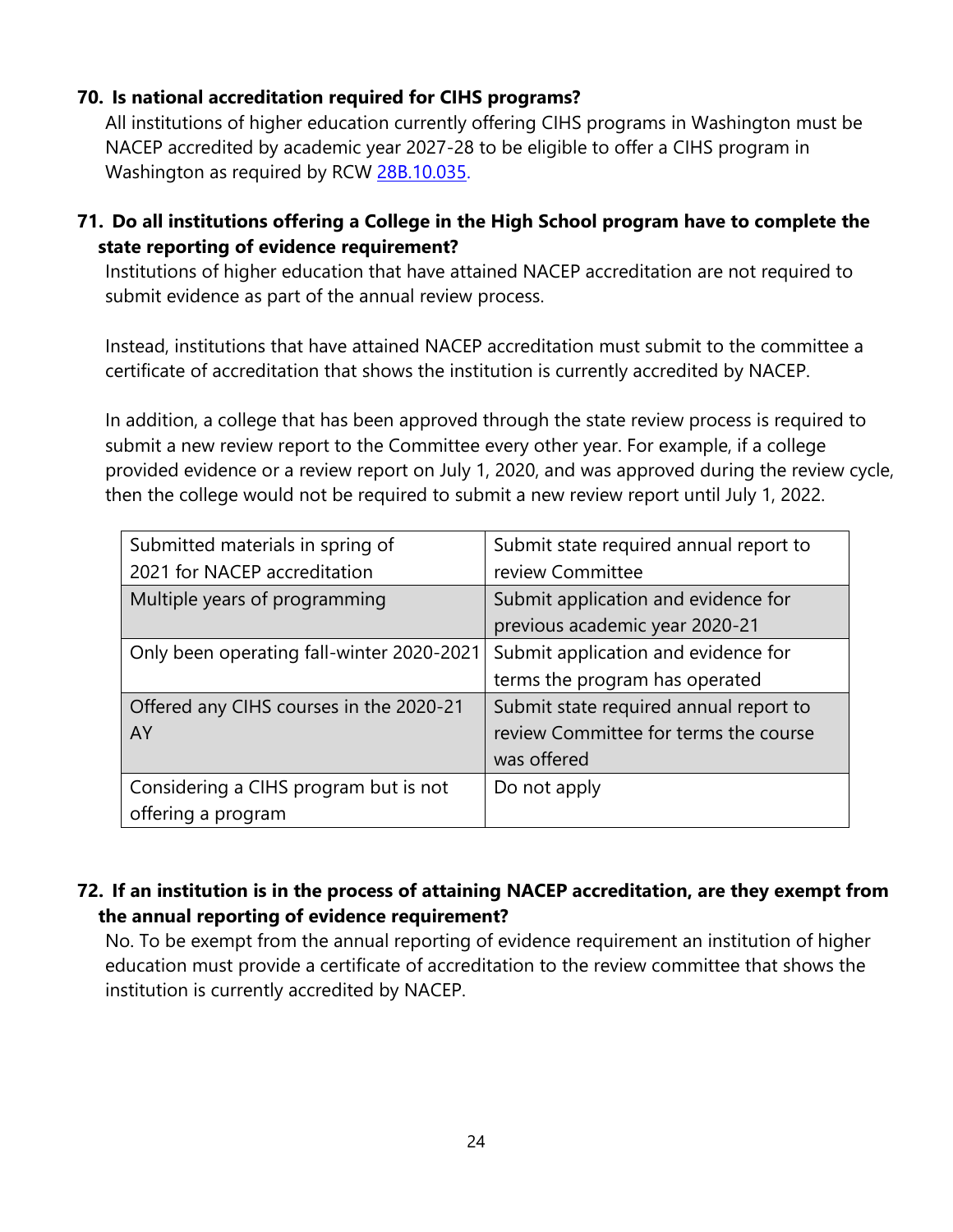**70. Is national accreditation required for CIHS programs?**

All institutions of higher education currently offering CIHS programs in Washington must be NACEP accredited by academic year 2027-28 to be eligible to offer a CIHS program in Washington as required by RCW [28B.10.035](28B.10.035).

**71. Do all institutions offering a College in the High School program have to complete the state reporting of evidence requirement?**

Institutions of higher education that have attained NACEP accreditation are not required to submit evidence as part of the annual review process.

Instead, institutions that have attained NACEP accreditation must submit to the committee a certificate of accreditation that shows the institution is currently accredited by NACEP.

In addition, a college that has been approved through the state review process is required to submit a new review report to the Committee every other year. For example, if a college provided evidence or a review report on July 1, 2020, and was approved during the review cycle, then the college would not be required to submit a new review report until July 1, 2022.

| Submitted materials in spring of 2021 for NACEP accreditation | Submit state required annual report to review Committee |
|---|---|
| Multiple years of programming | Submit application and evidence for previous academic year 2020-21 |
| Only been operating fall-winter 2020-2021 | Submit application and evidence for terms the program has operated |
| Offered any CIHS courses in the 2020-21 AY | Submit state required annual report to review Committee for terms the course was offered |
| Considering a CIHS program but is not offering a program | Do not apply |

**72. If an institution is in the process of attaining NACEP accreditation, are they exempt from the annual reporting of evidence requirement?**

No. To be exempt from the annual reporting of evidence requirement an institution of higher education must provide a certificate of accreditation to the review committee that shows the institution is currently accredited by NACEP.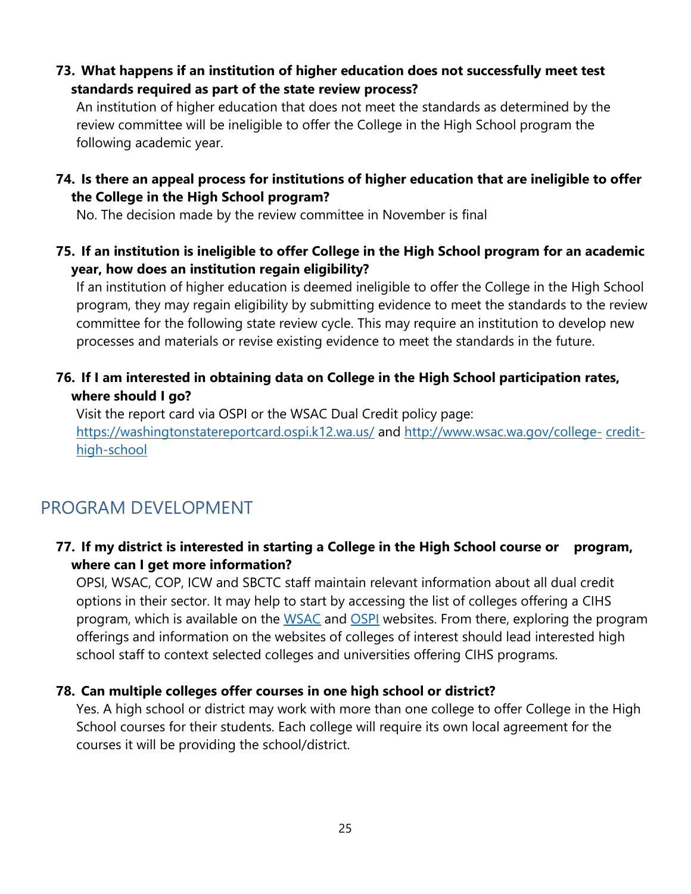**73. What happens if an institution of higher education does not successfully meet test standards required as part of the state review process?**

An institution of higher education that does not meet the standards as determined by the review committee will be ineligible to offer the College in the High School program the following academic year.

**74. Is there an appeal process for institutions of higher education that are ineligible to offer the College in the High School program?**

No. The decision made by the review committee in November is final

**75. If an institution is ineligible to offer College in the High School program for an academic year, how does an institution regain eligibility?**

If an institution of higher education is deemed ineligible to offer the College in the High School program, they may regain eligibility by submitting evidence to meet the standards to the review committee for the following state review cycle. This may require an institution to develop new processes and materials or revise existing evidence to meet the standards in the future.

**76. If I am interested in obtaining data on College in the High School participation rates, where should I go?**

Visit the report card via OSPI or the WSAC Dual Credit policy page: [https://washingtonstatereportcard.ospi.k12.wa.us/](https://washingtonstatereportcard.ospi.k12.wa.us/) and [http://www.wsac.wa.gov/college- credit-high-school](http://www.wsac.wa.gov/college-credit-high-school)

## PROGRAM DEVELOPMENT

**77. If my district is interested in starting a College in the High School course or program, where can I get more information?**

OPSI, WSAC, COP, ICW and SBCTC staff maintain relevant information about all dual credit options in their sector. It may help to start by accessing the list of colleges offering a CIHS program, which is available on the WSAC and OSPI websites. From there, exploring the program offerings and information on the websites of colleges of interest should lead interested high school staff to context selected colleges and universities offering CIHS programs.

**78. Can multiple colleges offer courses in one high school or district?**

Yes. A high school or district may work with more than one college to offer College in the High School courses for their students. Each college will require its own local agreement for the courses it will be providing the school/district.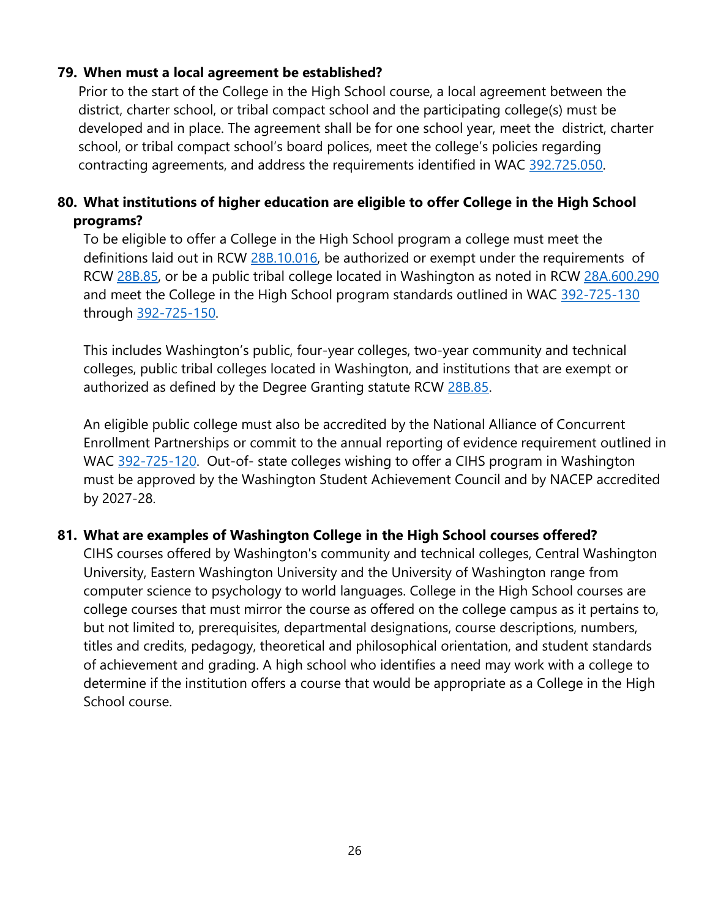**79. When must a local agreement be established?**

Prior to the start of the College in the High School course, a local agreement between the district, charter school, or tribal compact school and the participating college(s) must be developed and in place. The agreement shall be for one school year, meet the district, charter school, or tribal compact school's board polices, meet the college's policies regarding contracting agreements, and address the requirements identified in WAC 392.725.050.

**80. What institutions of higher education are eligible to offer College in the High School programs?**

To be eligible to offer a College in the High School program a college must meet the definitions laid out in RCW 28B.10.016, be authorized or exempt under the requirements of RCW 28B.85, or be a public tribal college located in Washington as noted in RCW 28A.600.290 and meet the College in the High School program standards outlined in WAC 392-725-130 through 392-725-150.

This includes Washington's public, four-year colleges, two-year community and technical colleges, public tribal colleges located in Washington, and institutions that are exempt or authorized as defined by the Degree Granting statute RCW 28B.85.

An eligible public college must also be accredited by the National Alliance of Concurrent Enrollment Partnerships or commit to the annual reporting of evidence requirement outlined in WAC 392-725-120. Out-of- state colleges wishing to offer a CIHS program in Washington must be approved by the Washington Student Achievement Council and by NACEP accredited by 2027-28.

**81. What are examples of Washington College in the High School courses offered?**

CIHS courses offered by Washington's community and technical colleges, Central Washington University, Eastern Washington University and the University of Washington range from computer science to psychology to world languages. College in the High School courses are college courses that must mirror the course as offered on the college campus as it pertains to, but not limited to, prerequisites, departmental designations, course descriptions, numbers, titles and credits, pedagogy, theoretical and philosophical orientation, and student standards of achievement and grading. A high school who identifies a need may work with a college to determine if the institution offers a course that would be appropriate as a College in the High School course.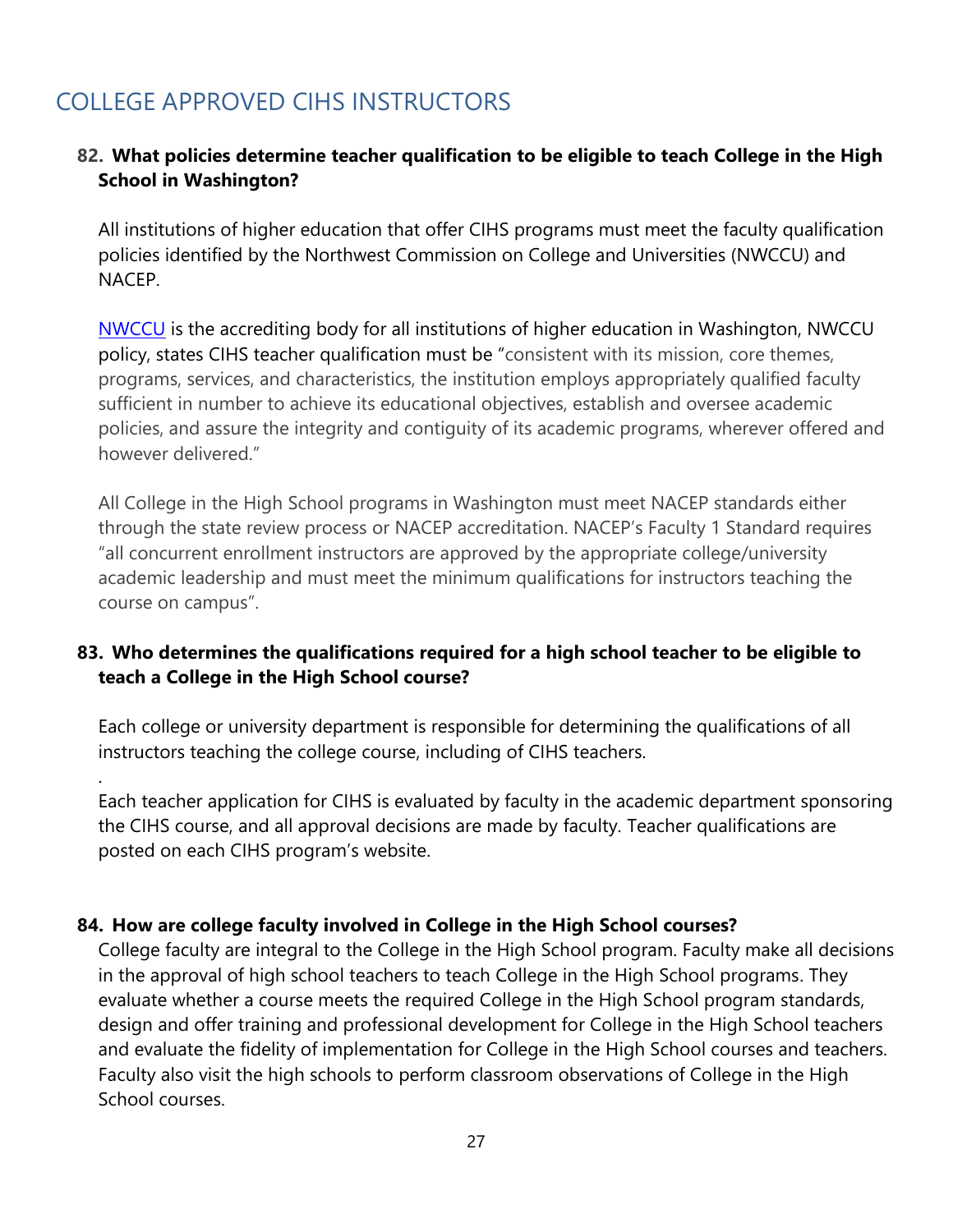## COLLEGE APPROVED CIHS INSTRUCTORS

**82. What policies determine teacher qualification to be eligible to teach College in the High School in Washington?**

All institutions of higher education that offer CIHS programs must meet the faculty qualification policies identified by the Northwest Commission on College and Universities (NWCCU) and NACEP.

NWCCU is the accrediting body for all institutions of higher education in Washington, NWCCU policy, states CIHS teacher qualification must be "consistent with its mission, core themes, programs, services, and characteristics, the institution employs appropriately qualified faculty sufficient in number to achieve its educational objectives, establish and oversee academic policies, and assure the integrity and contiguity of its academic programs, wherever offered and however delivered."

All College in the High School programs in Washington must meet NACEP standards either through the state review process or NACEP accreditation. NACEP's Faculty 1 Standard requires "all concurrent enrollment instructors are approved by the appropriate college/university academic leadership and must meet the minimum qualifications for instructors teaching the course on campus".

**83. Who determines the qualifications required for a high school teacher to be eligible to teach a College in the High School course?**

Each college or university department is responsible for determining the qualifications of all instructors teaching the college course, including of CIHS teachers.

.

Each teacher application for CIHS is evaluated by faculty in the academic department sponsoring the CIHS course, and all approval decisions are made by faculty. Teacher qualifications are posted on each CIHS program's website.

**84. How are college faculty involved in College in the High School courses?**

College faculty are integral to the College in the High School program. Faculty make all decisions in the approval of high school teachers to teach College in the High School programs. They evaluate whether a course meets the required College in the High School program standards, design and offer training and professional development for College in the High School teachers and evaluate the fidelity of implementation for College in the High School courses and teachers. Faculty also visit the high schools to perform classroom observations of College in the High School courses.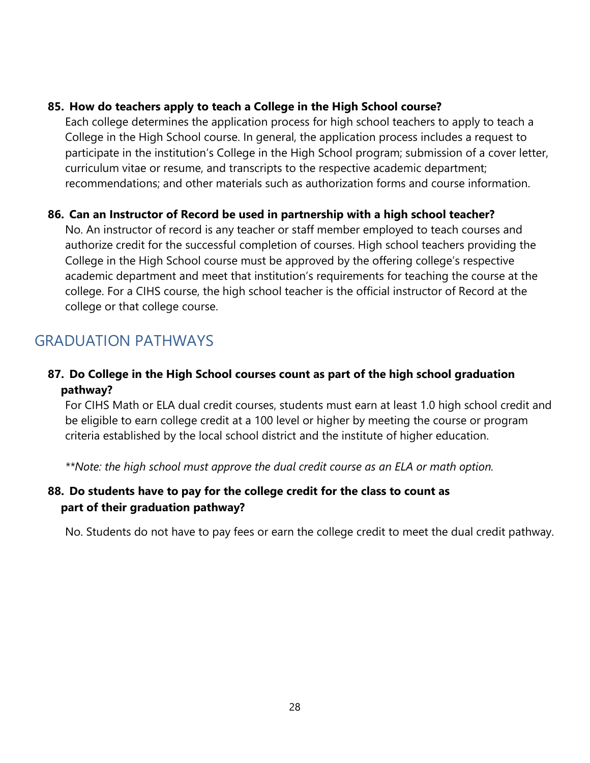**85. How do teachers apply to teach a College in the High School course?**

Each college determines the application process for high school teachers to apply to teach a College in the High School course. In general, the application process includes a request to participate in the institution's College in the High School program; submission of a cover letter, curriculum vitae or resume, and transcripts to the respective academic department; recommendations; and other materials such as authorization forms and course information.

**86. Can an Instructor of Record be used in partnership with a high school teacher?**

No. An instructor of record is any teacher or staff member employed to teach courses and authorize credit for the successful completion of courses. High school teachers providing the College in the High School course must be approved by the offering college's respective academic department and meet that institution's requirements for teaching the course at the college. For a CIHS course, the high school teacher is the official instructor of Record at the college or that college course.

## GRADUATION PATHWAYS

**87. Do College in the High School courses count as part of the high school graduation pathway?**

For CIHS Math or ELA dual credit courses, students must earn at least 1.0 high school credit and be eligible to earn college credit at a 100 level or higher by meeting the course or program criteria established by the local school district and the institute of higher education.

*\*\*Note: the high school must approve the dual credit course as an ELA or math option.*

**88. Do students have to pay for the college credit for the class to count as part of their graduation pathway?**

No. Students do not have to pay fees or earn the college credit to meet the dual credit pathway.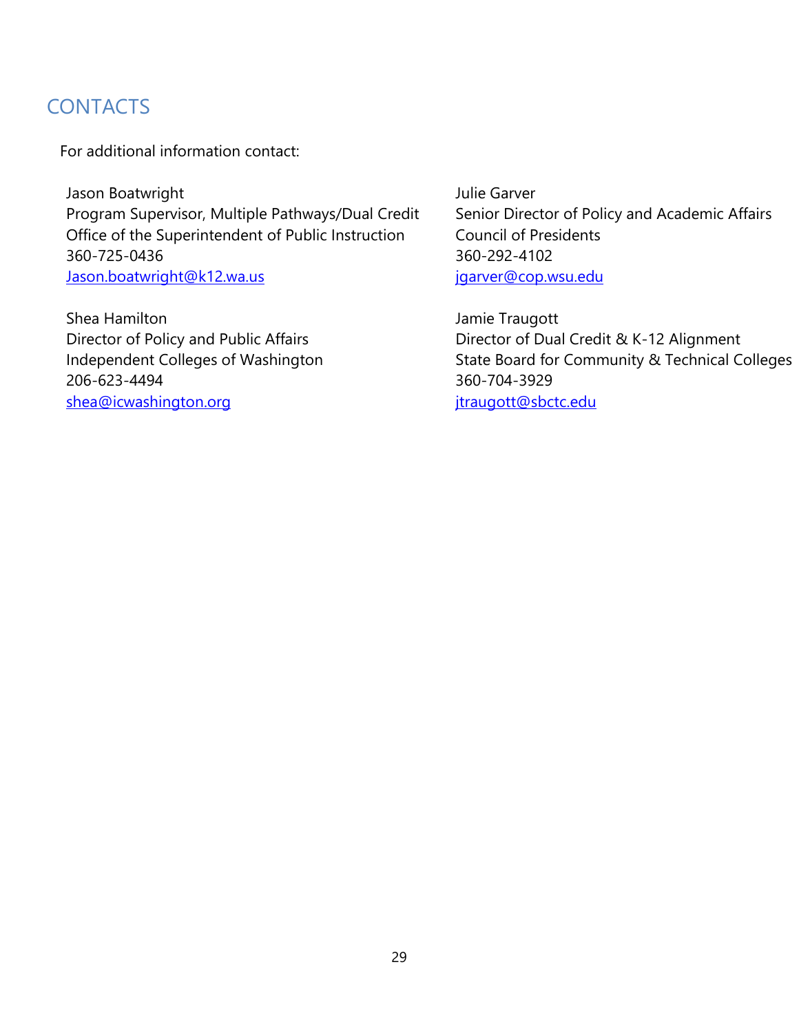## CONTACTS

For additional information contact:

Jason Boatwright
Program Supervisor, Multiple Pathways/Dual Credit
Office of the Superintendent of Public Instruction
360-725-0436
Jason.boatwright@k12.wa.us

Shea Hamilton
Director of Policy and Public Affairs
Independent Colleges of Washington
206-623-4494
shea@icwashington.org

Julie Garver
Senior Director of Policy and Academic Affairs
Council of Presidents
360-292-4102
jgarver@cop.wsu.edu

Jamie Traugott
Director of Dual Credit & K-12 Alignment
State Board for Community & Technical Colleges
360-704-3929
jtraugott@sbctc.edu